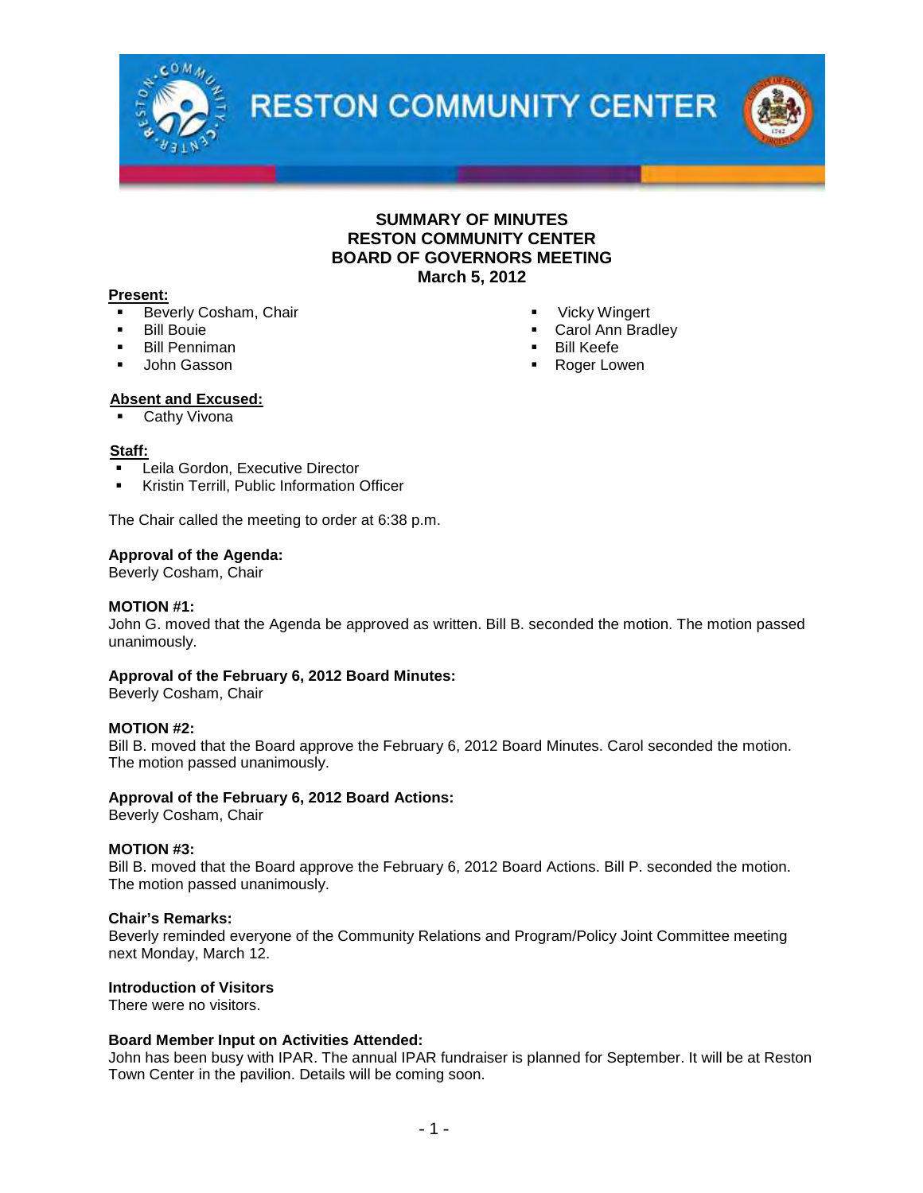# RESTON COMMUNITY CENTER

## SUMMARY OF MINUTES
## RESTON COMMUNITY CENTER
## BOARD OF GOVERNORS MEETING
## March 5, 2012

**Present:**

- Beverly Cosham, Chair
- Bill Bouie
- Bill Penniman
- John Gasson
- Vicky Wingert
- Carol Ann Bradley
- Bill Keefe
- Roger Lowen

**Absent and Excused:**

- Cathy Vivona

**Staff:**

- Leila Gordon, Executive Director
- Kristin Terrill, Public Information Officer

The Chair called the meeting to order at 6:38 p.m.

**Approval of the Agenda:**
Beverly Cosham, Chair

**MOTION #1:**
John G. moved that the Agenda be approved as written. Bill B. seconded the motion. The motion passed unanimously.

**Approval of the February 6, 2012 Board Minutes:**
Beverly Cosham, Chair

**MOTION #2:**
Bill B. moved that the Board approve the February 6, 2012 Board Minutes. Carol seconded the motion. The motion passed unanimously.

**Approval of the February 6, 2012 Board Actions:**
Beverly Cosham, Chair

**MOTION #3:**
Bill B. moved that the Board approve the February 6, 2012 Board Actions. Bill P. seconded the motion. The motion passed unanimously.

**Chair's Remarks:**
Beverly reminded everyone of the Community Relations and Program/Policy Joint Committee meeting next Monday, March 12.

**Introduction of Visitors**
There were no visitors.

**Board Member Input on Activities Attended:**
John has been busy with IPAR. The annual IPAR fundraiser is planned for September. It will be at Reston Town Center in the pavilion. Details will be coming soon.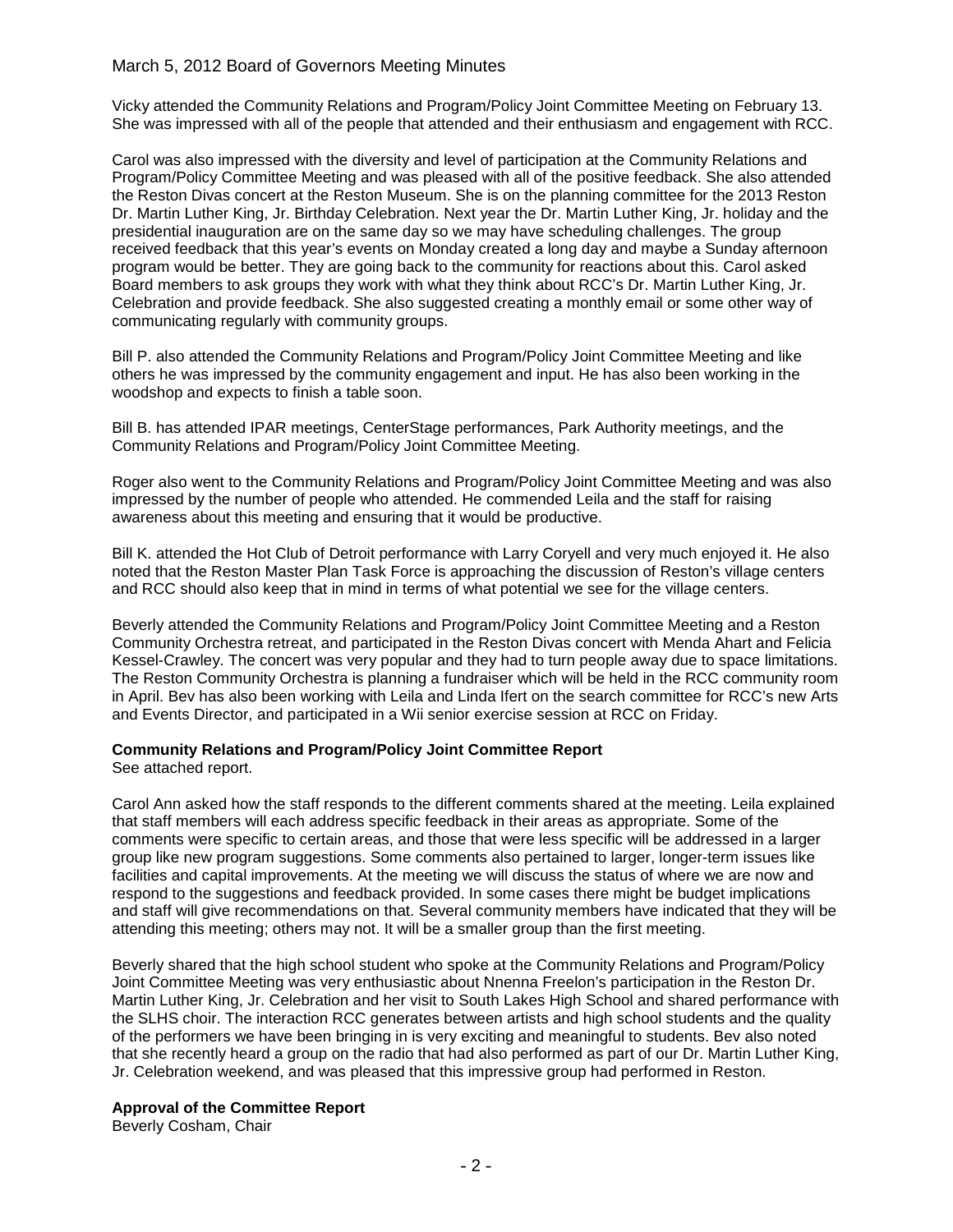Vicky attended the Community Relations and Program/Policy Joint Committee Meeting on February 13. She was impressed with all of the people that attended and their enthusiasm and engagement with RCC.

Carol was also impressed with the diversity and level of participation at the Community Relations and Program/Policy Committee Meeting and was pleased with all of the positive feedback. She also attended the Reston Divas concert at the Reston Museum. She is on the planning committee for the 2013 Reston Dr. Martin Luther King, Jr. Birthday Celebration. Next year the Dr. Martin Luther King, Jr. holiday and the presidential inauguration are on the same day so we may have scheduling challenges. The group received feedback that this year's events on Monday created a long day and maybe a Sunday afternoon program would be better. They are going back to the community for reactions about this. Carol asked Board members to ask groups they work with what they think about RCC's Dr. Martin Luther King, Jr. Celebration and provide feedback. She also suggested creating a monthly email or some other way of communicating regularly with community groups.

Bill P. also attended the Community Relations and Program/Policy Joint Committee Meeting and like others he was impressed by the community engagement and input. He has also been working in the woodshop and expects to finish a table soon.

Bill B. has attended IPAR meetings, CenterStage performances, Park Authority meetings, and the Community Relations and Program/Policy Joint Committee Meeting.

Roger also went to the Community Relations and Program/Policy Joint Committee Meeting and was also impressed by the number of people who attended. He commended Leila and the staff for raising awareness about this meeting and ensuring that it would be productive.

Bill K. attended the Hot Club of Detroit performance with Larry Coryell and very much enjoyed it. He also noted that the Reston Master Plan Task Force is approaching the discussion of Reston's village centers and RCC should also keep that in mind in terms of what potential we see for the village centers.

Beverly attended the Community Relations and Program/Policy Joint Committee Meeting and a Reston Community Orchestra retreat, and participated in the Reston Divas concert with Menda Ahart and Felicia Kessel-Crawley. The concert was very popular and they had to turn people away due to space limitations. The Reston Community Orchestra is planning a fundraiser which will be held in the RCC community room in April. Bev has also been working with Leila and Linda Ifert on the search committee for RCC's new Arts and Events Director, and participated in a Wii senior exercise session at RCC on Friday.

**Community Relations and Program/Policy Joint Committee Report**
See attached report.

Carol Ann asked how the staff responds to the different comments shared at the meeting. Leila explained that staff members will each address specific feedback in their areas as appropriate. Some of the comments were specific to certain areas, and those that were less specific will be addressed in a larger group like new program suggestions. Some comments also pertained to larger, longer-term issues like facilities and capital improvements. At the meeting we will discuss the status of where we are now and respond to the suggestions and feedback provided. In some cases there might be budget implications and staff will give recommendations on that. Several community members have indicated that they will be attending this meeting; others may not. It will be a smaller group than the first meeting.

Beverly shared that the high school student who spoke at the Community Relations and Program/Policy Joint Committee Meeting was very enthusiastic about Nnenna Freelon's participation in the Reston Dr. Martin Luther King, Jr. Celebration and her visit to South Lakes High School and shared performance with the SLHS choir. The interaction RCC generates between artists and high school students and the quality of the performers we have been bringing in is very exciting and meaningful to students. Bev also noted that she recently heard a group on the radio that had also performed as part of our Dr. Martin Luther King, Jr. Celebration weekend, and was pleased that this impressive group had performed in Reston.

**Approval of the Committee Report**
Beverly Cosham, Chair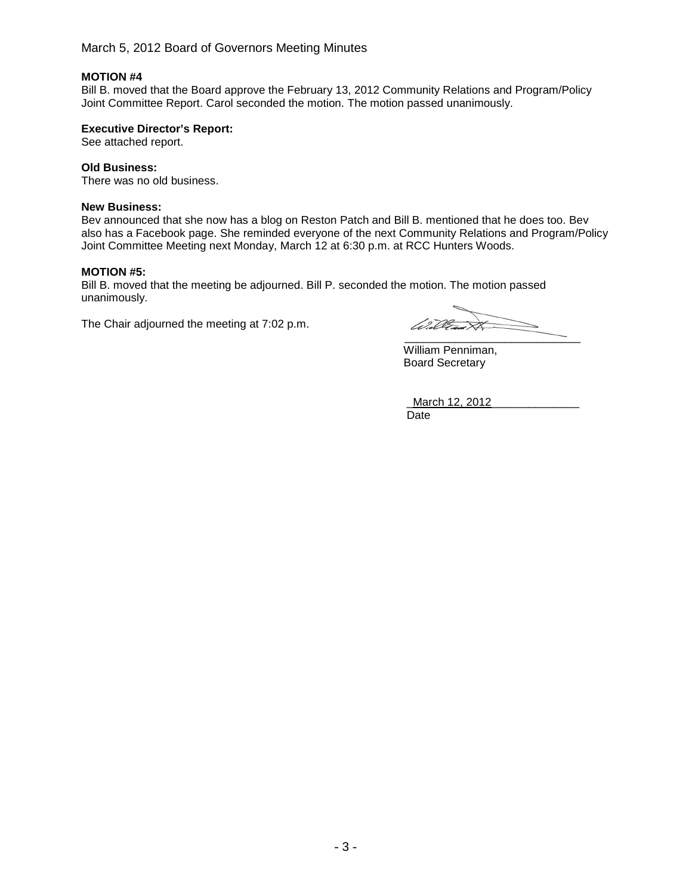**MOTION #4**
Bill B. moved that the Board approve the February 13, 2012 Community Relations and Program/Policy Joint Committee Report. Carol seconded the motion. The motion passed unanimously.

**Executive Director's Report:**
See attached report.

**Old Business:**
There was no old business.

**New Business:**
Bev announced that she now has a blog on Reston Patch and Bill B. mentioned that he does too. Bev also has a Facebook page. She reminded everyone of the next Community Relations and Program/Policy Joint Committee Meeting next Monday, March 12 at 6:30 p.m. at RCC Hunters Woods.

**MOTION #5:**
Bill B. moved that the meeting be adjourned. Bill P. seconded the motion. The motion passed unanimously.

The Chair adjourned the meeting at 7:02 p.m.

William Penniman,
Board Secretary

March 12, 2012
Date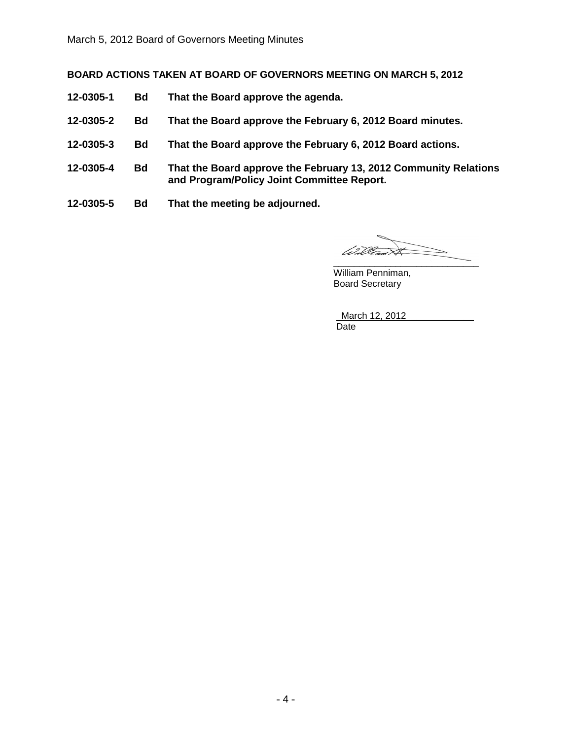**BOARD ACTIONS TAKEN AT BOARD OF GOVERNORS MEETING ON MARCH 5, 2012**

| | | |
|---|---|---|
| **12-0305-1** | **Bd** | **That the Board approve the agenda.** |
| **12-0305-2** | **Bd** | **That the Board approve the February 6, 2012 Board minutes.** |
| **12-0305-3** | **Bd** | **That the Board approve the February 6, 2012 Board actions.** |
| **12-0305-4** | **Bd** | **That the Board approve the February 13, 2012 Community Relations and Program/Policy Joint Committee Report.** |
| **12-0305-5** | **Bd** | **That the meeting be adjourned.** |

William Penniman,
Board Secretary

March 12, 2012
Date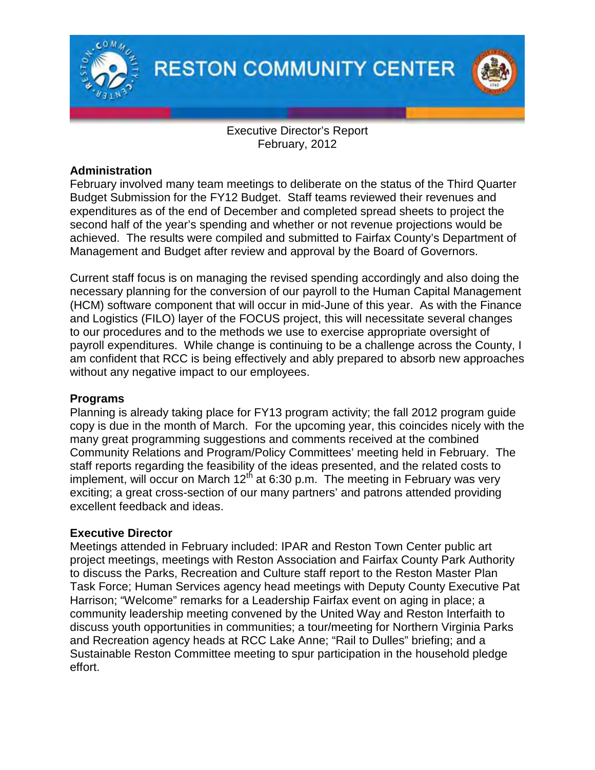# RESTON COMMUNITY CENTER

Executive Director's Report
February, 2012

## Administration

February involved many team meetings to deliberate on the status of the Third Quarter Budget Submission for the FY12 Budget. Staff teams reviewed their revenues and expenditures as of the end of December and completed spread sheets to project the second half of the year's spending and whether or not revenue projections would be achieved. The results were compiled and submitted to Fairfax County's Department of Management and Budget after review and approval by the Board of Governors.

Current staff focus is on managing the revised spending accordingly and also doing the necessary planning for the conversion of our payroll to the Human Capital Management (HCM) software component that will occur in mid-June of this year. As with the Finance and Logistics (FILO) layer of the FOCUS project, this will necessitate several changes to our procedures and to the methods we use to exercise appropriate oversight of payroll expenditures. While change is continuing to be a challenge across the County, I am confident that RCC is being effectively and ably prepared to absorb new approaches without any negative impact to our employees.

## Programs

Planning is already taking place for FY13 program activity; the fall 2012 program guide copy is due in the month of March. For the upcoming year, this coincides nicely with the many great programming suggestions and comments received at the combined Community Relations and Program/Policy Committees' meeting held in February. The staff reports regarding the feasibility of the ideas presented, and the related costs to implement, will occur on March 12th at 6:30 p.m. The meeting in February was very exciting; a great cross-section of our many partners' and patrons attended providing excellent feedback and ideas.

## Executive Director

Meetings attended in February included: IPAR and Reston Town Center public art project meetings, meetings with Reston Association and Fairfax County Park Authority to discuss the Parks, Recreation and Culture staff report to the Reston Master Plan Task Force; Human Services agency head meetings with Deputy County Executive Pat Harrison; "Welcome" remarks for a Leadership Fairfax event on aging in place; a community leadership meeting convened by the United Way and Reston Interfaith to discuss youth opportunities in communities; a tour/meeting for Northern Virginia Parks and Recreation agency heads at RCC Lake Anne; "Rail to Dulles" briefing; and a Sustainable Reston Committee meeting to spur participation in the household pledge effort.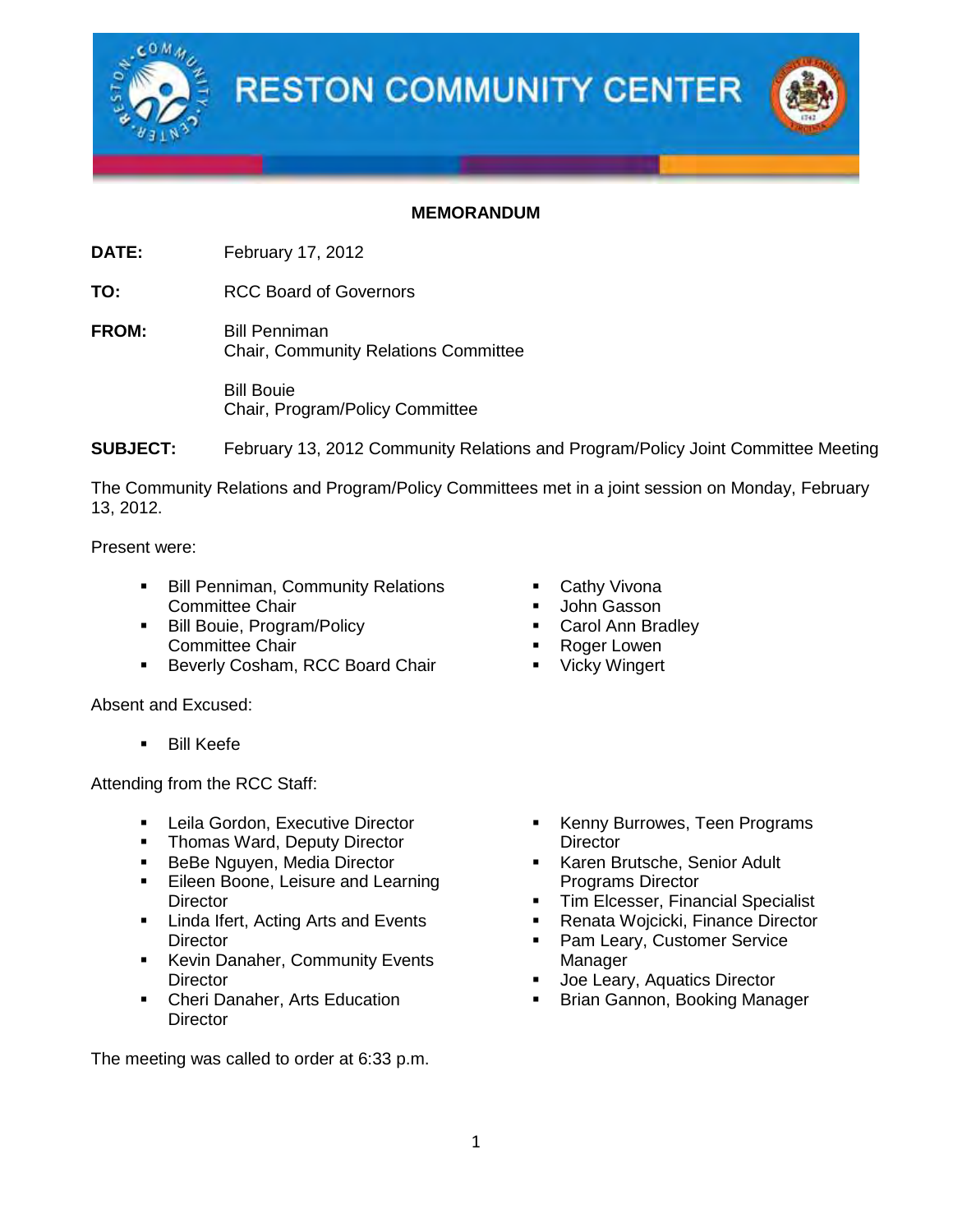# RESTON COMMUNITY CENTER

**MEMORANDUM**

**DATE:** February 17, 2012

**TO:** RCC Board of Governors

**FROM:** Bill Penniman
Chair, Community Relations Committee

Bill Bouie
Chair, Program/Policy Committee

**SUBJECT:** February 13, 2012 Community Relations and Program/Policy Joint Committee Meeting

The Community Relations and Program/Policy Committees met in a joint session on Monday, February 13, 2012.

Present were:

- Bill Penniman, Community Relations Committee Chair
- Bill Bouie, Program/Policy Committee Chair
- Beverly Cosham, RCC Board Chair
- Cathy Vivona
- John Gasson
- Carol Ann Bradley
- Roger Lowen
- Vicky Wingert

Absent and Excused:

- Bill Keefe

Attending from the RCC Staff:

- Leila Gordon, Executive Director
- Thomas Ward, Deputy Director
- BeBe Nguyen, Media Director
- Eileen Boone, Leisure and Learning Director
- Linda Ifert, Acting Arts and Events Director
- Kevin Danaher, Community Events Director
- Cheri Danaher, Arts Education Director
- Kenny Burrowes, Teen Programs Director
- Karen Brutsche, Senior Adult Programs Director
- Tim Elcesser, Financial Specialist
- Renata Wojcicki, Finance Director
- Pam Leary, Customer Service Manager
- Joe Leary, Aquatics Director
- Brian Gannon, Booking Manager

The meeting was called to order at 6:33 p.m.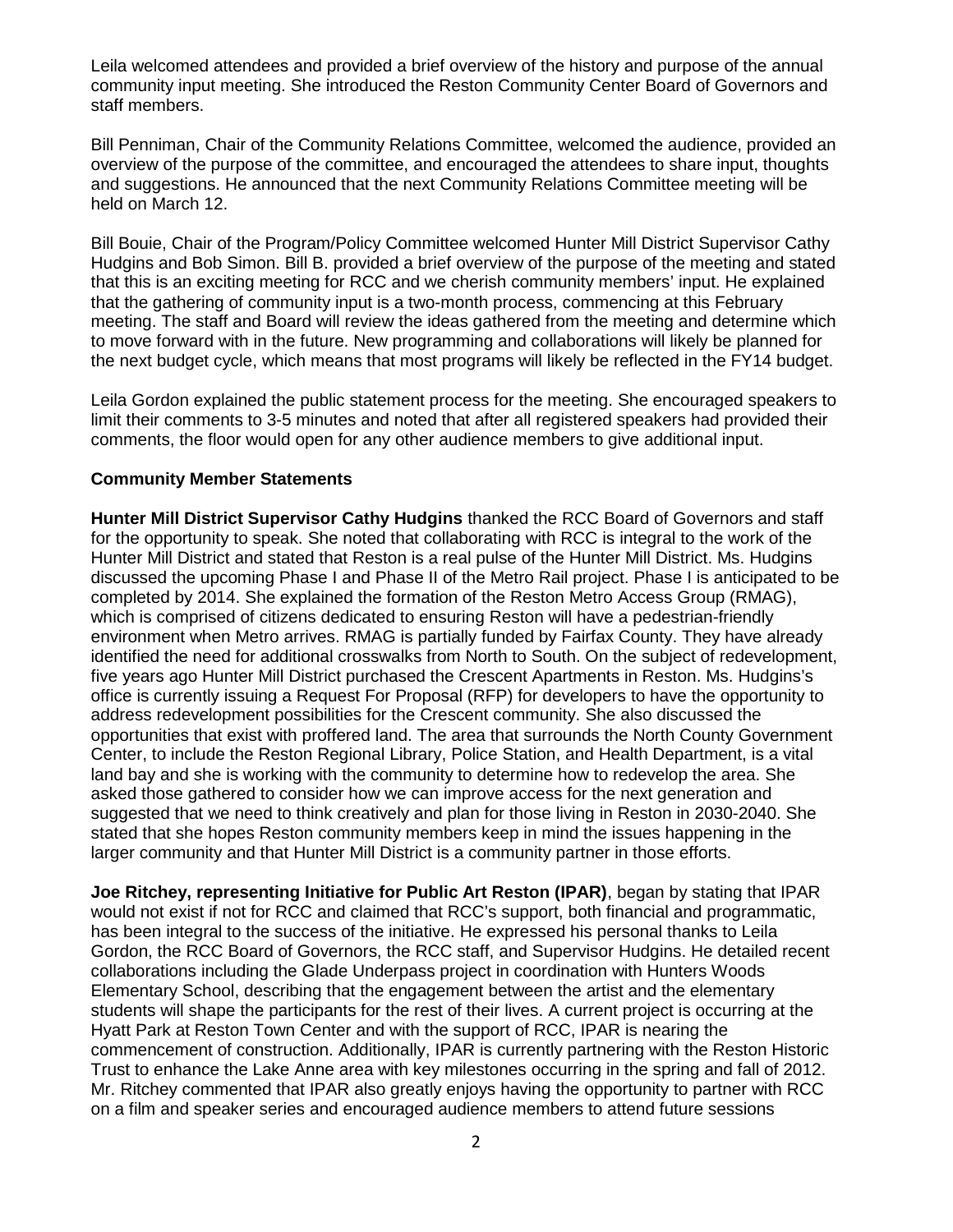Leila welcomed attendees and provided a brief overview of the history and purpose of the annual community input meeting. She introduced the Reston Community Center Board of Governors and staff members.

Bill Penniman, Chair of the Community Relations Committee, welcomed the audience, provided an overview of the purpose of the committee, and encouraged the attendees to share input, thoughts and suggestions. He announced that the next Community Relations Committee meeting will be held on March 12.

Bill Bouie, Chair of the Program/Policy Committee welcomed Hunter Mill District Supervisor Cathy Hudgins and Bob Simon. Bill B. provided a brief overview of the purpose of the meeting and stated that this is an exciting meeting for RCC and we cherish community members' input. He explained that the gathering of community input is a two-month process, commencing at this February meeting. The staff and Board will review the ideas gathered from the meeting and determine which to move forward with in the future. New programming and collaborations will likely be planned for the next budget cycle, which means that most programs will likely be reflected in the FY14 budget.

Leila Gordon explained the public statement process for the meeting. She encouraged speakers to limit their comments to 3-5 minutes and noted that after all registered speakers had provided their comments, the floor would open for any other audience members to give additional input.

**Community Member Statements**

**Hunter Mill District Supervisor Cathy Hudgins** thanked the RCC Board of Governors and staff for the opportunity to speak. She noted that collaborating with RCC is integral to the work of the Hunter Mill District and stated that Reston is a real pulse of the Hunter Mill District. Ms. Hudgins discussed the upcoming Phase I and Phase II of the Metro Rail project. Phase I is anticipated to be completed by 2014. She explained the formation of the Reston Metro Access Group (RMAG), which is comprised of citizens dedicated to ensuring Reston will have a pedestrian-friendly environment when Metro arrives. RMAG is partially funded by Fairfax County. They have already identified the need for additional crosswalks from North to South. On the subject of redevelopment, five years ago Hunter Mill District purchased the Crescent Apartments in Reston. Ms. Hudgins's office is currently issuing a Request For Proposal (RFP) for developers to have the opportunity to address redevelopment possibilities for the Crescent community. She also discussed the opportunities that exist with proffered land. The area that surrounds the North County Government Center, to include the Reston Regional Library, Police Station, and Health Department, is a vital land bay and she is working with the community to determine how to redevelop the area. She asked those gathered to consider how we can improve access for the next generation and suggested that we need to think creatively and plan for those living in Reston in 2030-2040. She stated that she hopes Reston community members keep in mind the issues happening in the larger community and that Hunter Mill District is a community partner in those efforts.

**Joe Ritchey, representing Initiative for Public Art Reston (IPAR)**, began by stating that IPAR would not exist if not for RCC and claimed that RCC's support, both financial and programmatic, has been integral to the success of the initiative. He expressed his personal thanks to Leila Gordon, the RCC Board of Governors, the RCC staff, and Supervisor Hudgins. He detailed recent collaborations including the Glade Underpass project in coordination with Hunters Woods Elementary School, describing that the engagement between the artist and the elementary students will shape the participants for the rest of their lives. A current project is occurring at the Hyatt Park at Reston Town Center and with the support of RCC, IPAR is nearing the commencement of construction. Additionally, IPAR is currently partnering with the Reston Historic Trust to enhance the Lake Anne area with key milestones occurring in the spring and fall of 2012. Mr. Ritchey commented that IPAR also greatly enjoys having the opportunity to partner with RCC on a film and speaker series and encouraged audience members to attend future sessions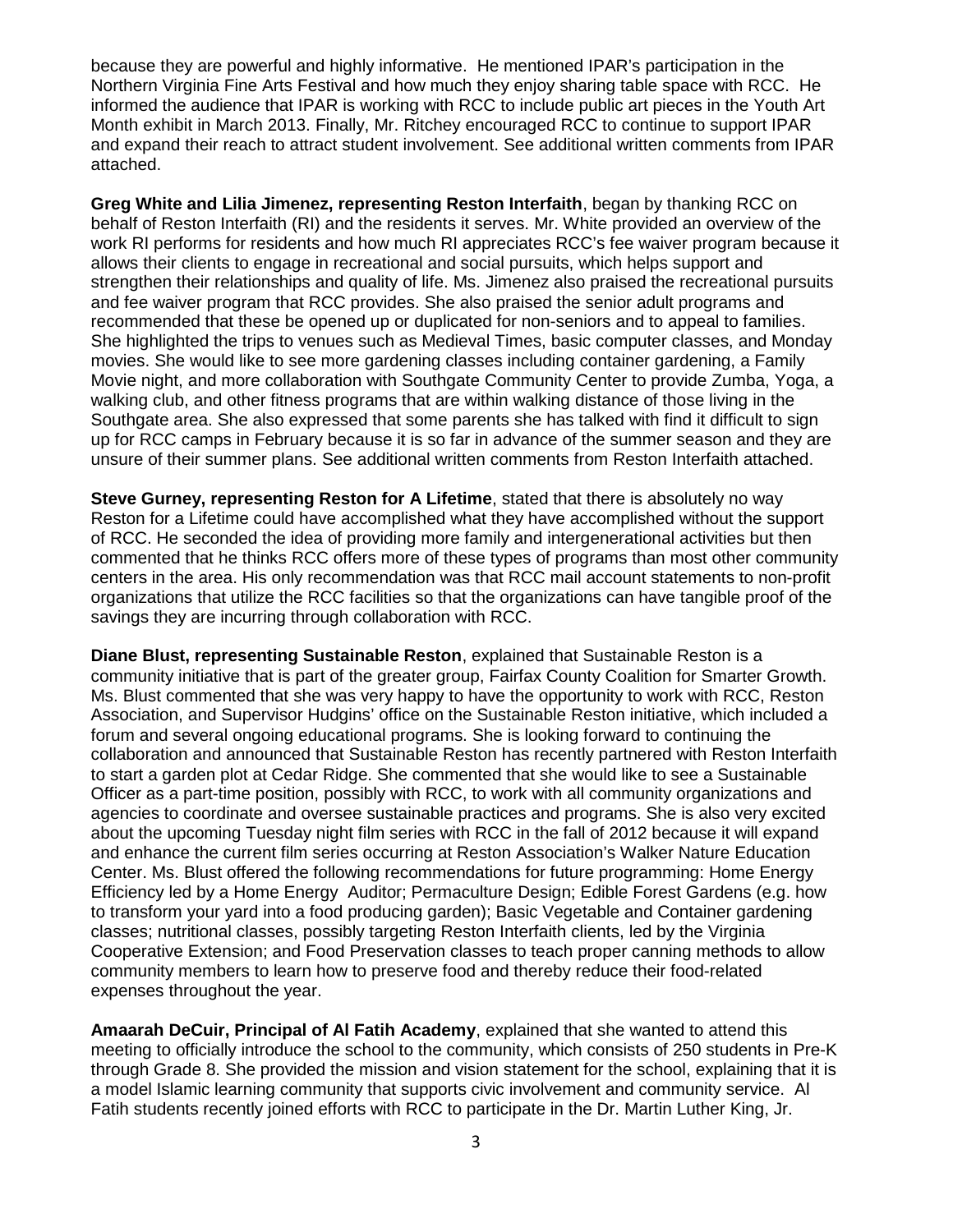because they are powerful and highly informative. He mentioned IPAR's participation in the Northern Virginia Fine Arts Festival and how much they enjoy sharing table space with RCC. He informed the audience that IPAR is working with RCC to include public art pieces in the Youth Art Month exhibit in March 2013. Finally, Mr. Ritchey encouraged RCC to continue to support IPAR and expand their reach to attract student involvement. See additional written comments from IPAR attached.

**Greg White and Lilia Jimenez, representing Reston Interfaith**, began by thanking RCC on behalf of Reston Interfaith (RI) and the residents it serves. Mr. White provided an overview of the work RI performs for residents and how much RI appreciates RCC's fee waiver program because it allows their clients to engage in recreational and social pursuits, which helps support and strengthen their relationships and quality of life. Ms. Jimenez also praised the recreational pursuits and fee waiver program that RCC provides. She also praised the senior adult programs and recommended that these be opened up or duplicated for non-seniors and to appeal to families. She highlighted the trips to venues such as Medieval Times, basic computer classes, and Monday movies. She would like to see more gardening classes including container gardening, a Family Movie night, and more collaboration with Southgate Community Center to provide Zumba, Yoga, a walking club, and other fitness programs that are within walking distance of those living in the Southgate area. She also expressed that some parents she has talked with find it difficult to sign up for RCC camps in February because it is so far in advance of the summer season and they are unsure of their summer plans. See additional written comments from Reston Interfaith attached.

**Steve Gurney, representing Reston for A Lifetime**, stated that there is absolutely no way Reston for a Lifetime could have accomplished what they have accomplished without the support of RCC. He seconded the idea of providing more family and intergenerational activities but then commented that he thinks RCC offers more of these types of programs than most other community centers in the area. His only recommendation was that RCC mail account statements to non-profit organizations that utilize the RCC facilities so that the organizations can have tangible proof of the savings they are incurring through collaboration with RCC.

**Diane Blust, representing Sustainable Reston**, explained that Sustainable Reston is a community initiative that is part of the greater group, Fairfax County Coalition for Smarter Growth. Ms. Blust commented that she was very happy to have the opportunity to work with RCC, Reston Association, and Supervisor Hudgins' office on the Sustainable Reston initiative, which included a forum and several ongoing educational programs. She is looking forward to continuing the collaboration and announced that Sustainable Reston has recently partnered with Reston Interfaith to start a garden plot at Cedar Ridge. She commented that she would like to see a Sustainable Officer as a part-time position, possibly with RCC, to work with all community organizations and agencies to coordinate and oversee sustainable practices and programs. She is also very excited about the upcoming Tuesday night film series with RCC in the fall of 2012 because it will expand and enhance the current film series occurring at Reston Association's Walker Nature Education Center. Ms. Blust offered the following recommendations for future programming: Home Energy Efficiency led by a Home Energy Auditor; Permaculture Design; Edible Forest Gardens (e.g. how to transform your yard into a food producing garden); Basic Vegetable and Container gardening classes; nutritional classes, possibly targeting Reston Interfaith clients, led by the Virginia Cooperative Extension; and Food Preservation classes to teach proper canning methods to allow community members to learn how to preserve food and thereby reduce their food-related expenses throughout the year.

**Amaarah DeCuir, Principal of Al Fatih Academy**, explained that she wanted to attend this meeting to officially introduce the school to the community, which consists of 250 students in Pre-K through Grade 8. She provided the mission and vision statement for the school, explaining that it is a model Islamic learning community that supports civic involvement and community service. Al Fatih students recently joined efforts with RCC to participate in the Dr. Martin Luther King, Jr.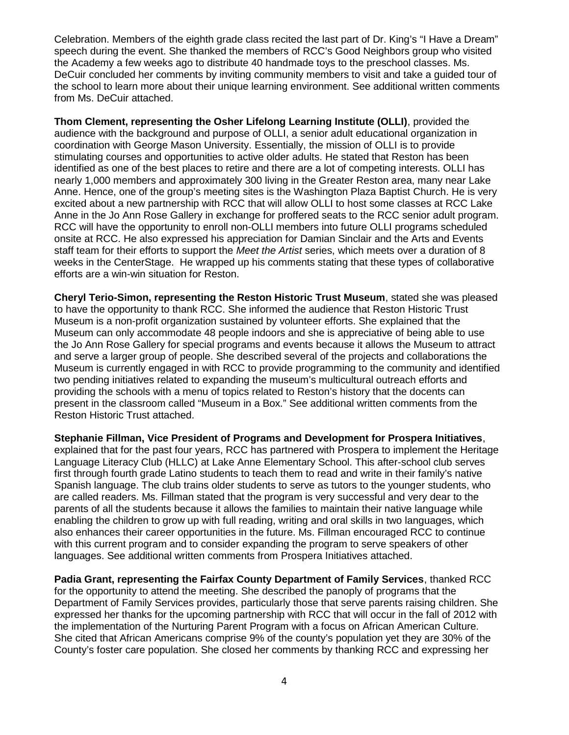Celebration. Members of the eighth grade class recited the last part of Dr. King's "I Have a Dream" speech during the event. She thanked the members of RCC's Good Neighbors group who visited the Academy a few weeks ago to distribute 40 handmade toys to the preschool classes. Ms. DeCuir concluded her comments by inviting community members to visit and take a guided tour of the school to learn more about their unique learning environment. See additional written comments from Ms. DeCuir attached.

**Thom Clement, representing the Osher Lifelong Learning Institute (OLLI)**, provided the audience with the background and purpose of OLLI, a senior adult educational organization in coordination with George Mason University. Essentially, the mission of OLLI is to provide stimulating courses and opportunities to active older adults. He stated that Reston has been identified as one of the best places to retire and there are a lot of competing interests. OLLI has nearly 1,000 members and approximately 300 living in the Greater Reston area, many near Lake Anne. Hence, one of the group's meeting sites is the Washington Plaza Baptist Church. He is very excited about a new partnership with RCC that will allow OLLI to host some classes at RCC Lake Anne in the Jo Ann Rose Gallery in exchange for proffered seats to the RCC senior adult program. RCC will have the opportunity to enroll non-OLLI members into future OLLI programs scheduled onsite at RCC. He also expressed his appreciation for Damian Sinclair and the Arts and Events staff team for their efforts to support the *Meet the Artist* series, which meets over a duration of 8 weeks in the CenterStage. He wrapped up his comments stating that these types of collaborative efforts are a win-win situation for Reston.

**Cheryl Terio-Simon, representing the Reston Historic Trust Museum**, stated she was pleased to have the opportunity to thank RCC. She informed the audience that Reston Historic Trust Museum is a non-profit organization sustained by volunteer efforts. She explained that the Museum can only accommodate 48 people indoors and she is appreciative of being able to use the Jo Ann Rose Gallery for special programs and events because it allows the Museum to attract and serve a larger group of people. She described several of the projects and collaborations the Museum is currently engaged in with RCC to provide programming to the community and identified two pending initiatives related to expanding the museum's multicultural outreach efforts and providing the schools with a menu of topics related to Reston's history that the docents can present in the classroom called "Museum in a Box." See additional written comments from the Reston Historic Trust attached.

**Stephanie Fillman, Vice President of Programs and Development for Prospera Initiatives**, explained that for the past four years, RCC has partnered with Prospera to implement the Heritage Language Literacy Club (HLLC) at Lake Anne Elementary School. This after-school club serves first through fourth grade Latino students to teach them to read and write in their family's native Spanish language. The club trains older students to serve as tutors to the younger students, who are called readers. Ms. Fillman stated that the program is very successful and very dear to the parents of all the students because it allows the families to maintain their native language while enabling the children to grow up with full reading, writing and oral skills in two languages, which also enhances their career opportunities in the future. Ms. Fillman encouraged RCC to continue with this current program and to consider expanding the program to serve speakers of other languages. See additional written comments from Prospera Initiatives attached.

**Padia Grant, representing the Fairfax County Department of Family Services**, thanked RCC for the opportunity to attend the meeting. She described the panoply of programs that the Department of Family Services provides, particularly those that serve parents raising children. She expressed her thanks for the upcoming partnership with RCC that will occur in the fall of 2012 with the implementation of the Nurturing Parent Program with a focus on African American Culture. She cited that African Americans comprise 9% of the county's population yet they are 30% of the County's foster care population. She closed her comments by thanking RCC and expressing her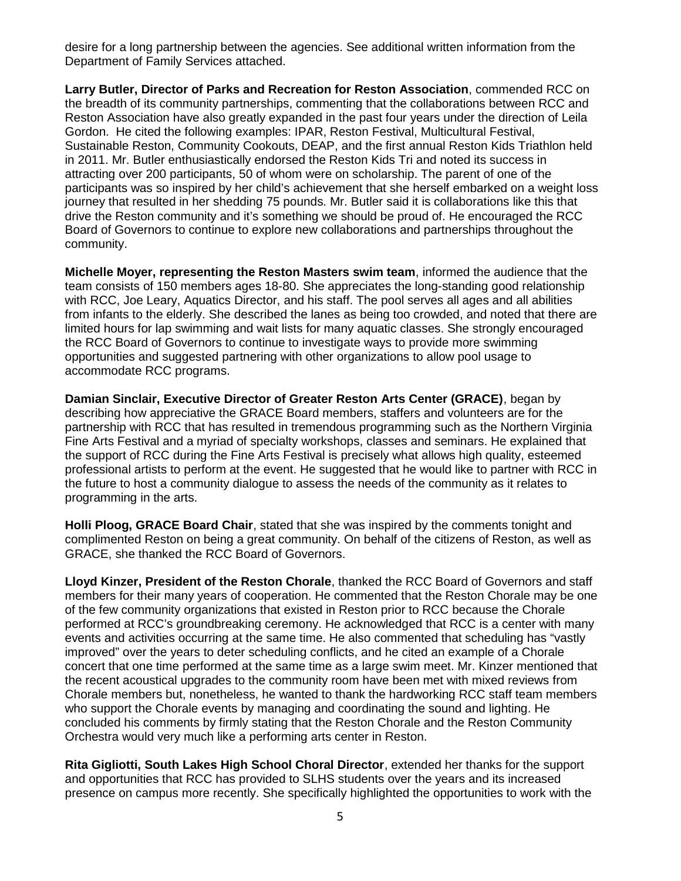desire for a long partnership between the agencies. See additional written information from the Department of Family Services attached.

**Larry Butler, Director of Parks and Recreation for Reston Association**, commended RCC on the breadth of its community partnerships, commenting that the collaborations between RCC and Reston Association have also greatly expanded in the past four years under the direction of Leila Gordon. He cited the following examples: IPAR, Reston Festival, Multicultural Festival, Sustainable Reston, Community Cookouts, DEAP, and the first annual Reston Kids Triathlon held in 2011. Mr. Butler enthusiastically endorsed the Reston Kids Tri and noted its success in attracting over 200 participants, 50 of whom were on scholarship. The parent of one of the participants was so inspired by her child's achievement that she herself embarked on a weight loss journey that resulted in her shedding 75 pounds. Mr. Butler said it is collaborations like this that drive the Reston community and it's something we should be proud of. He encouraged the RCC Board of Governors to continue to explore new collaborations and partnerships throughout the community.

**Michelle Moyer, representing the Reston Masters swim team**, informed the audience that the team consists of 150 members ages 18-80. She appreciates the long-standing good relationship with RCC, Joe Leary, Aquatics Director, and his staff. The pool serves all ages and all abilities from infants to the elderly. She described the lanes as being too crowded, and noted that there are limited hours for lap swimming and wait lists for many aquatic classes. She strongly encouraged the RCC Board of Governors to continue to investigate ways to provide more swimming opportunities and suggested partnering with other organizations to allow pool usage to accommodate RCC programs.

**Damian Sinclair, Executive Director of Greater Reston Arts Center (GRACE)**, began by describing how appreciative the GRACE Board members, staffers and volunteers are for the partnership with RCC that has resulted in tremendous programming such as the Northern Virginia Fine Arts Festival and a myriad of specialty workshops, classes and seminars. He explained that the support of RCC during the Fine Arts Festival is precisely what allows high quality, esteemed professional artists to perform at the event. He suggested that he would like to partner with RCC in the future to host a community dialogue to assess the needs of the community as it relates to programming in the arts.

**Holli Ploog, GRACE Board Chair**, stated that she was inspired by the comments tonight and complimented Reston on being a great community. On behalf of the citizens of Reston, as well as GRACE, she thanked the RCC Board of Governors.

**Lloyd Kinzer, President of the Reston Chorale**, thanked the RCC Board of Governors and staff members for their many years of cooperation. He commented that the Reston Chorale may be one of the few community organizations that existed in Reston prior to RCC because the Chorale performed at RCC's groundbreaking ceremony. He acknowledged that RCC is a center with many events and activities occurring at the same time. He also commented that scheduling has "vastly improved" over the years to deter scheduling conflicts, and he cited an example of a Chorale concert that one time performed at the same time as a large swim meet. Mr. Kinzer mentioned that the recent acoustical upgrades to the community room have been met with mixed reviews from Chorale members but, nonetheless, he wanted to thank the hardworking RCC staff team members who support the Chorale events by managing and coordinating the sound and lighting. He concluded his comments by firmly stating that the Reston Chorale and the Reston Community Orchestra would very much like a performing arts center in Reston.

**Rita Gigliotti, South Lakes High School Choral Director**, extended her thanks for the support and opportunities that RCC has provided to SLHS students over the years and its increased presence on campus more recently. She specifically highlighted the opportunities to work with the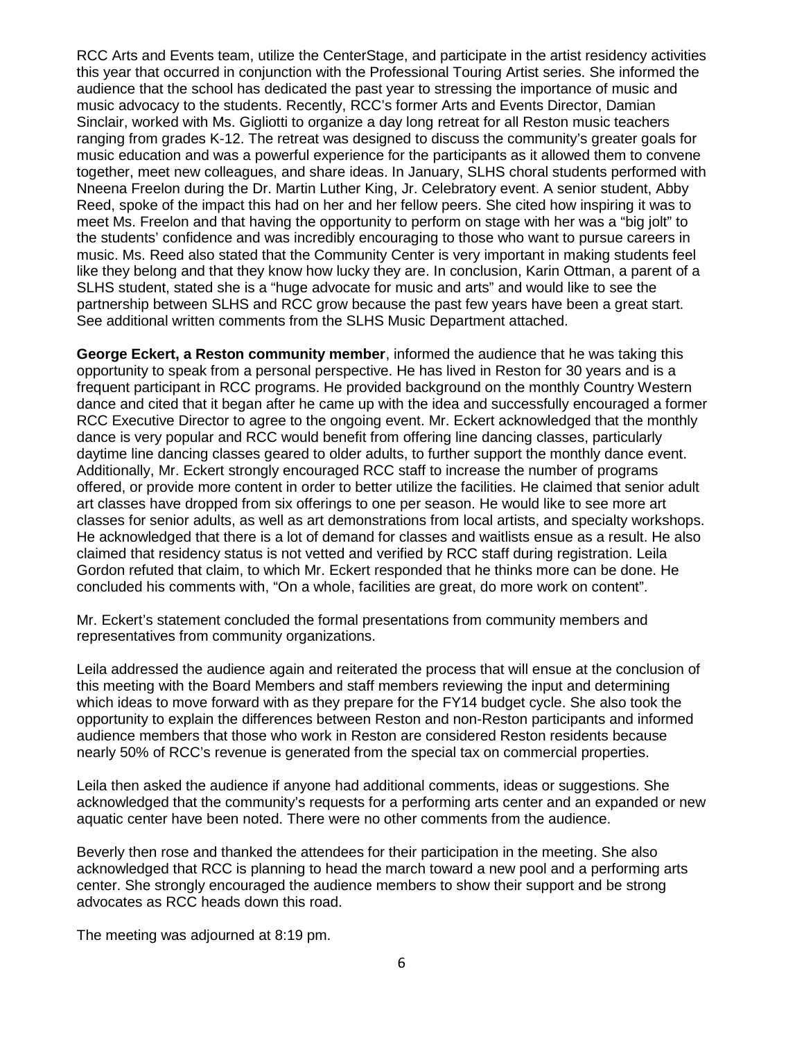RCC Arts and Events team, utilize the CenterStage, and participate in the artist residency activities this year that occurred in conjunction with the Professional Touring Artist series. She informed the audience that the school has dedicated the past year to stressing the importance of music and music advocacy to the students. Recently, RCC's former Arts and Events Director, Damian Sinclair, worked with Ms. Gigliotti to organize a day long retreat for all Reston music teachers ranging from grades K-12. The retreat was designed to discuss the community's greater goals for music education and was a powerful experience for the participants as it allowed them to convene together, meet new colleagues, and share ideas. In January, SLHS choral students performed with Nneena Freelon during the Dr. Martin Luther King, Jr. Celebratory event. A senior student, Abby Reed, spoke of the impact this had on her and her fellow peers. She cited how inspiring it was to meet Ms. Freelon and that having the opportunity to perform on stage with her was a "big jolt" to the students' confidence and was incredibly encouraging to those who want to pursue careers in music. Ms. Reed also stated that the Community Center is very important in making students feel like they belong and that they know how lucky they are. In conclusion, Karin Ottman, a parent of a SLHS student, stated she is a "huge advocate for music and arts" and would like to see the partnership between SLHS and RCC grow because the past few years have been a great start. See additional written comments from the SLHS Music Department attached.

**George Eckert, a Reston community member**, informed the audience that he was taking this opportunity to speak from a personal perspective. He has lived in Reston for 30 years and is a frequent participant in RCC programs. He provided background on the monthly Country Western dance and cited that it began after he came up with the idea and successfully encouraged a former RCC Executive Director to agree to the ongoing event. Mr. Eckert acknowledged that the monthly dance is very popular and RCC would benefit from offering line dancing classes, particularly daytime line dancing classes geared to older adults, to further support the monthly dance event. Additionally, Mr. Eckert strongly encouraged RCC staff to increase the number of programs offered, or provide more content in order to better utilize the facilities. He claimed that senior adult art classes have dropped from six offerings to one per season. He would like to see more art classes for senior adults, as well as art demonstrations from local artists, and specialty workshops. He acknowledged that there is a lot of demand for classes and waitlists ensue as a result. He also claimed that residency status is not vetted and verified by RCC staff during registration. Leila Gordon refuted that claim, to which Mr. Eckert responded that he thinks more can be done. He concluded his comments with, "On a whole, facilities are great, do more work on content".

Mr. Eckert's statement concluded the formal presentations from community members and representatives from community organizations.

Leila addressed the audience again and reiterated the process that will ensue at the conclusion of this meeting with the Board Members and staff members reviewing the input and determining which ideas to move forward with as they prepare for the FY14 budget cycle. She also took the opportunity to explain the differences between Reston and non-Reston participants and informed audience members that those who work in Reston are considered Reston residents because nearly 50% of RCC's revenue is generated from the special tax on commercial properties.

Leila then asked the audience if anyone had additional comments, ideas or suggestions. She acknowledged that the community's requests for a performing arts center and an expanded or new aquatic center have been noted. There were no other comments from the audience.

Beverly then rose and thanked the attendees for their participation in the meeting. She also acknowledged that RCC is planning to head the march toward a new pool and a performing arts center. She strongly encouraged the audience members to show their support and be strong advocates as RCC heads down this road.

The meeting was adjourned at 8:19 pm.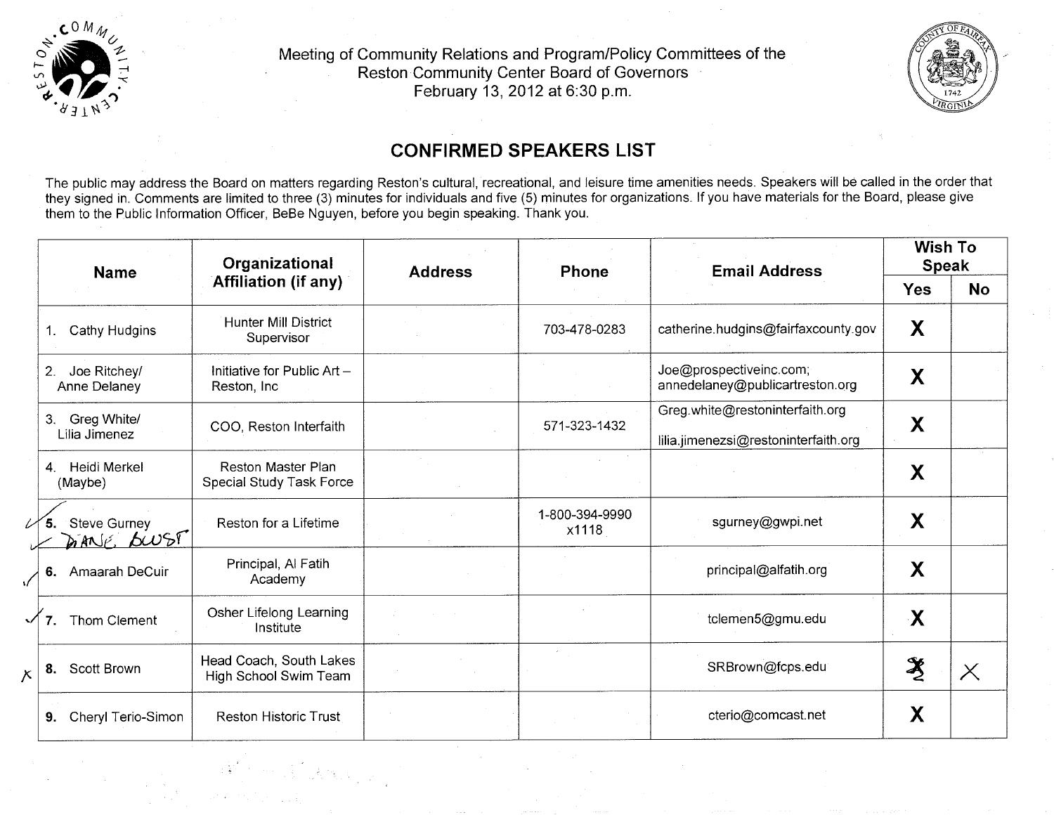Meeting of Community Relations and Program/Policy Committees of the Reston Community Center Board of Governors
February 13, 2012 at 6:30 p.m.

## CONFIRMED SPEAKERS LIST

The public may address the Board on matters regarding Reston's cultural, recreational, and leisure time amenities needs. Speakers will be called in the order that they signed in. Comments are limited to three (3) minutes for individuals and five (5) minutes for organizations. If you have materials for the Board, please give them to the Public Information Officer, BeBe Nguyen, before you begin speaking. Thank you.

| Name | Organizational Affiliation (if any) | Address | Phone | Email Address | Wish To Speak | |
|---|---|---|---|---|---|---|
| | | | | | Yes | No |
| 1. Cathy Hudgins | Hunter Mill District Supervisor | | 703-478-0283 | catherine.hudgins@fairfaxcounty.gov | X | |
| 2. Joe Ritchey/ Anne Delaney | Initiative for Public Art – Reston, Inc | | | Joe@prospectiveinc.com; annedelaney@publicartreston.org | X | |
| 3. Greg White/ Lilia Jimenez | COO, Reston Interfaith | | 571-323-1432 | Greg.white@restoninterfaith.org lilia.jimenezsi@restoninterfaith.org | X | |
| 4. Heidi Merkel (Maybe) | Reston Master Plan Special Study Task Force | | | | X | |
| ✓ 5. Steve Gurney ✓ DIANE BLUST | Reston for a Lifetime | | 1-800-394-9990 x1118 | sgurney@gwpi.net | X | |
| ✓ 6. Amaarah DeCuir | Principal, Al Fatih Academy | | | principal@alfatih.org | X | |
| ✓ 7. Thom Clement | Osher Lifelong Learning Institute | | | tclemen5@gmu.edu | X | |
| X 8. Scott Brown | Head Coach, South Lakes High School Swim Team | | | SRBrown@fcps.edu | ~~X~~ | X |
| 9. Cheryl Terio-Simon | Reston Historic Trust | | | cterio@comcast.net | X | |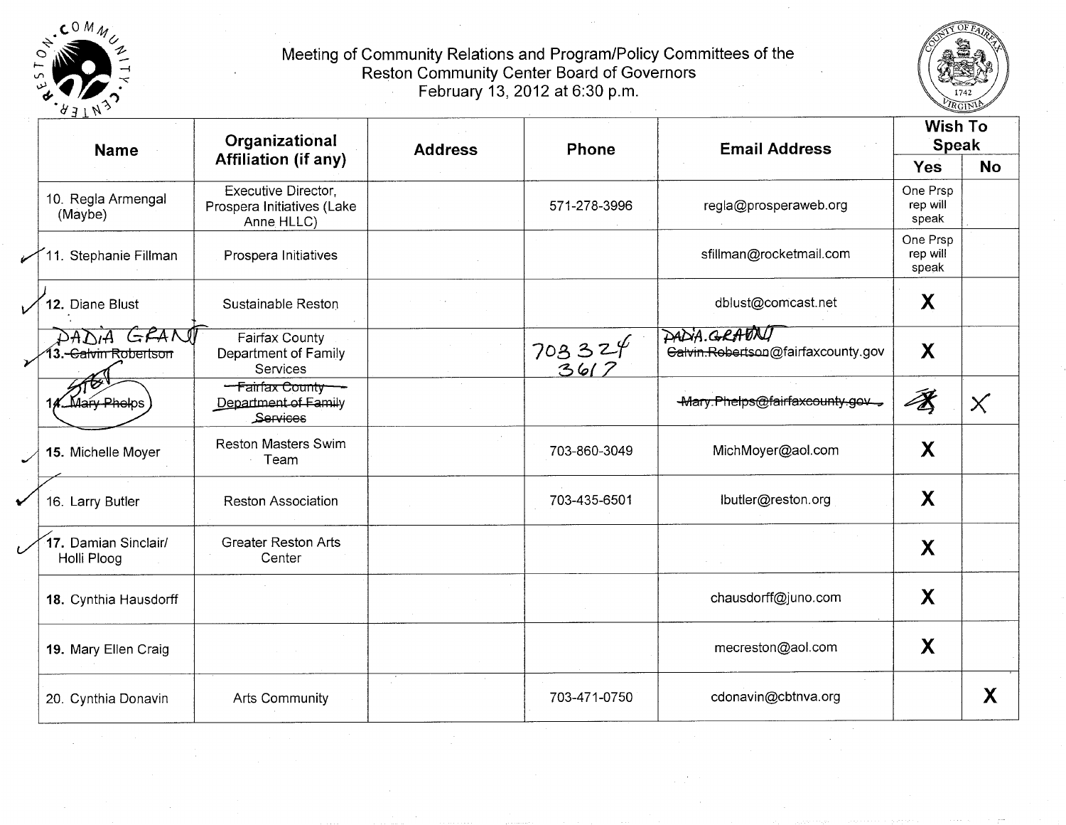# Meeting of Community Relations and Program/Policy Committees of the Reston Community Center Board of Governors

February 13, 2012 at 6:30 p.m.

| Name | Organizational Affiliation (if any) | Address | Phone | Email Address | Wish To Speak | |
|---|---|---|---|---|---|---|
| | | | | | Yes | No |
| 10. Regla Armengal (Maybe) | Executive Director, Prospera Initiatives (Lake Anne HLLC) | | 571-278-3996 | regla@prosperaweb.org | One Prsp rep will speak | |
| ✓ 11. Stephanie Fillman | Prospera Initiatives | | | sfillman@rocketmail.com | One Prsp rep will speak | |
| ✓ 12. Diane Blust | Sustainable Reston | | | dblust@comcast.net | X | |
| ✓ 13. ~~Calvin Robertson~~ DADIA GRANT | Fairfax County Department of Family Services | | 703 324 3617 | ~~Calvin.Robertson~~ DADIA.GRANT@fairfaxcounty.gov | X | |
| 14. ~~Mary Phelps~~ STET | ~~Fairfax County Department of Family Services~~ | | | ~~Mary.Phelps@fairfaxcounty.gov~~ | ~~X~~ | X |
| ✓ 15. Michelle Moyer | Reston Masters Swim Team | | 703-860-3049 | MichMoyer@aol.com | X | |
| ✓ 16. Larry Butler | Reston Association | | 703-435-6501 | lbutler@reston.org | X | |
| ✓ 17. Damian Sinclair/ Holli Ploog | Greater Reston Arts Center | | | | X | |
| 18. Cynthia Hausdorff | | | | chausdorff@juno.com | X | |
| 19. Mary Ellen Craig | | | | mecreston@aol.com | X | |
| 20. Cynthia Donavin | Arts Community | | 703-471-0750 | cdonavin@cbtnva.org | | X |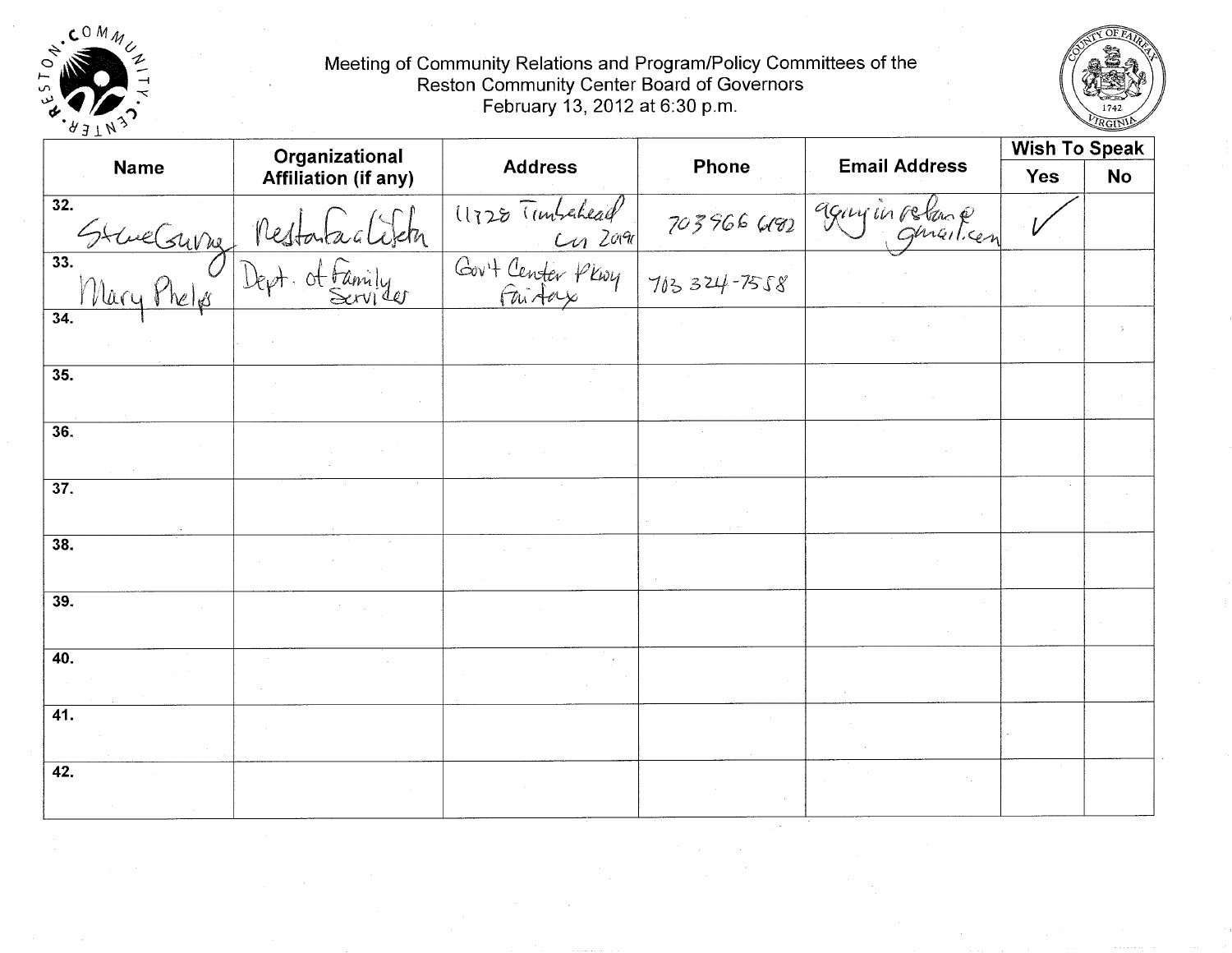Meeting of Community Relations and Program/Policy Committees of the
Reston Community Center Board of Governors
February 13, 2012 at 6:30 p.m.

| Name | Organizational Affiliation (if any) | Address | Phone | Email Address | Wish To Speak | |
|---|---|---|---|---|---|---|
| | | | | | Yes | No |
| 32. Steve Gurney | Restonfacilitator | 11720 Timbuhead Ln 20191 | 703 966 6182 | agingin reston@gmail.com | ✓ | |
| 33. Mary Phelps | Dept. of Family Services | Gov't Center Pkwy Fairfax | 703 324-7558 | | | |
| 34. | | | | | | |
| 35. | | | | | | |
| 36. | | | | | | |
| 37. | | | | | | |
| 38. | | | | | | |
| 39. | | | | | | |
| 40. | | | | | | |
| 41. | | | | | | |
| 42. | | | | | | |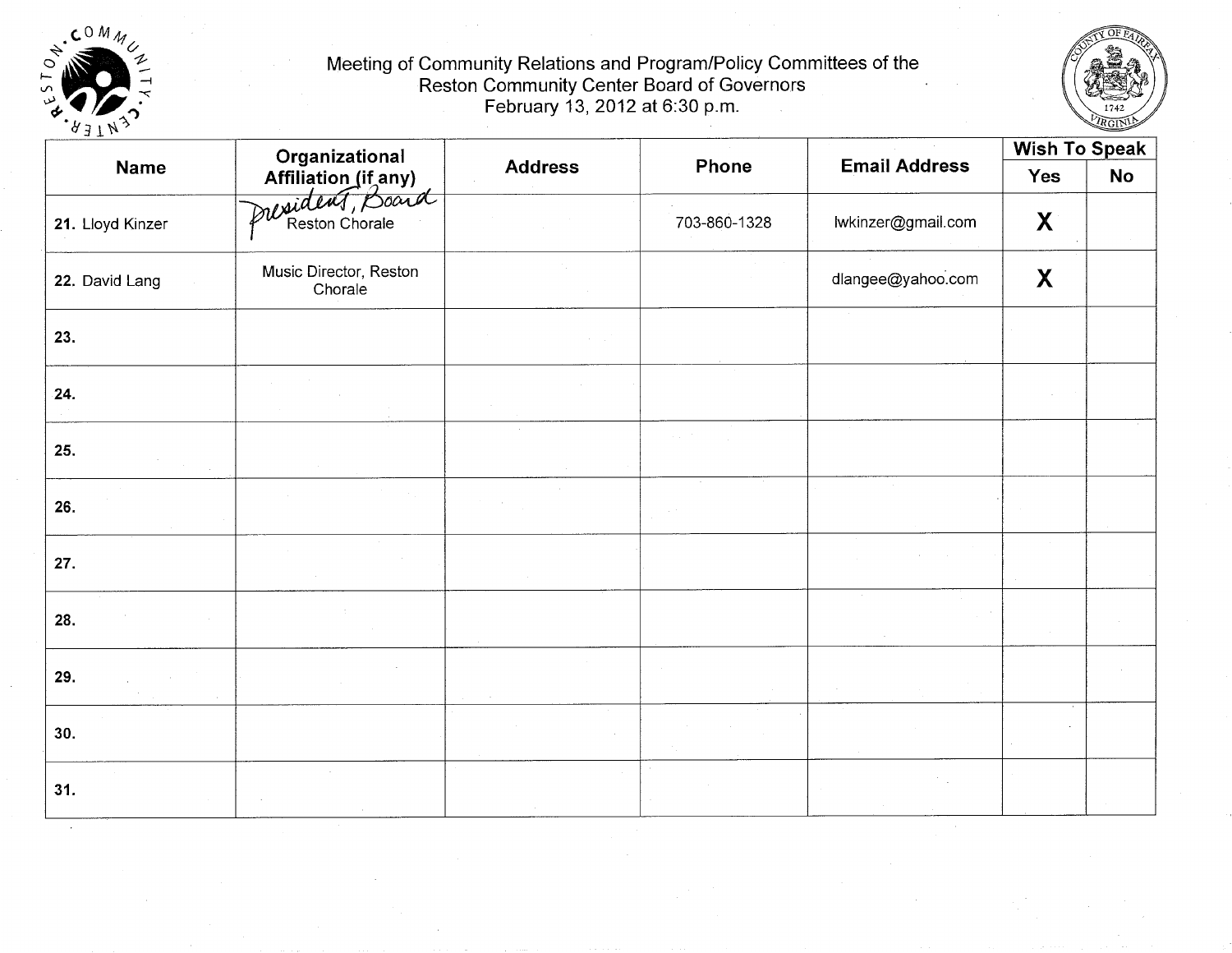Meeting of Community Relations and Program/Policy Committees of the Reston Community Center Board of Governors
February 13, 2012 at 6:30 p.m.

| Name | Organizational Affiliation (if any) | Address | Phone | Email Address | Wish To Speak | |
|---|---|---|---|---|---|---|
| | | | | | Yes | No |
| 21. Lloyd Kinzer | President, Board Reston Chorale | | 703-860-1328 | lwkinzer@gmail.com | X | |
| 22. David Lang | Music Director, Reston Chorale | | | dlangee@yahoo.com | X | |
| 23. | | | | | | |
| 24. | | | | | | |
| 25. | | | | | | |
| 26. | | | | | | |
| 27. | | | | | | |
| 28. | | | | | | |
| 29. | | | | | | |
| 30. | | | | | | |
| 31. | | | | | | |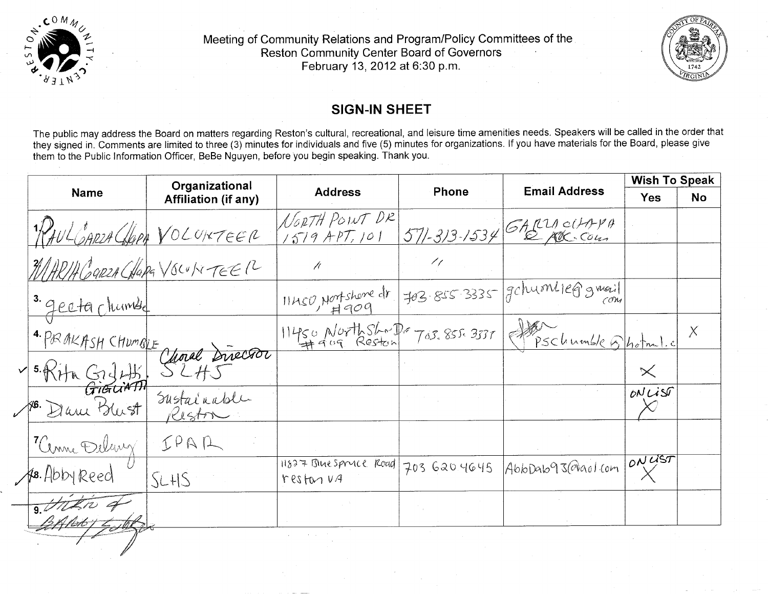Meeting of Community Relations and Program/Policy Committees of the Reston Community Center Board of Governors
February 13, 2012 at 6:30 p.m.

## SIGN-IN SHEET

The public may address the Board on matters regarding Reston's cultural, recreational, and leisure time amenities needs. Speakers will be called in the order that they signed in. Comments are limited to three (3) minutes for individuals and five (5) minutes for organizations. If you have materials for the Board, please give them to the Public Information Officer, BeBe Nguyen, before you begin speaking. Thank you.

| Name | Organizational Affiliation (if any) | Address | Phone | Email Address | Wish To Speak | |
|---|---|---|---|---|---|---|
| | | | | | Yes | No |
| 1. PAUL GARZA CHAPA | VOLUNTEER | NORTH POINT DR 1519 APT. 101 | 571-313-1534 | GARZACHAPA @ AOL.COM | | |
| 2. MARIA GARZA CHAPA | VOLUNTEER | " | " | | | |
| 3. geeta chumble | | 11450, Northshore dr #909 | 703-855-3335 | gchumble@gmail.com | | |
| 4. PRAKASH CHUMBLE | | 11450 NorthShore Dr #909 Reston | 703.855.3337 | pschumble@hotmail.c | | X |
| ✓ 5. Rita Gigliotti | Choral Director SLHS | | | | X | |
| ✓ 6. Diane Blust | Sustainable Reston | | | | ON LIST X | |
| 7. Anne Delaney | IPAR | | | | | |
| ✓ 8. Abby Reed | SLHS | 11827 Blue Spruce Road reston VA | 703 620 4645 | AbbDab93@aol.com | ON LIST X | |
| 9. ~~[illegible]~~ | | | | | | |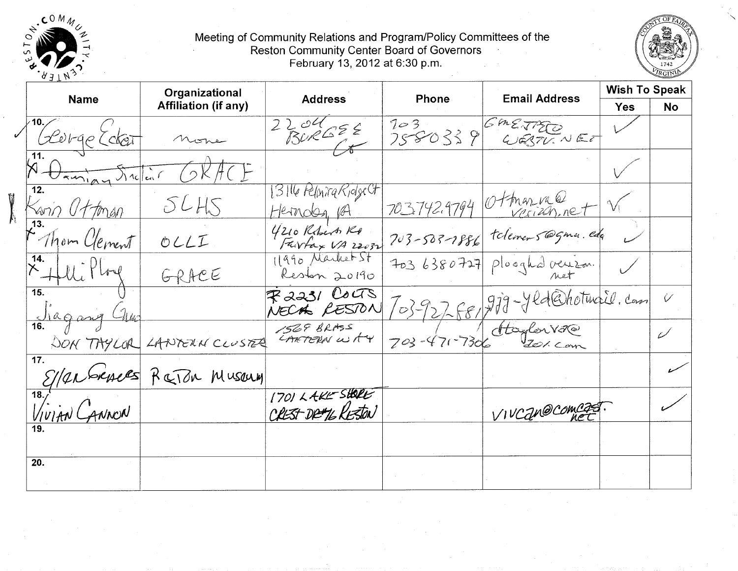Meeting of Community Relations and Program/Policy Committees of the Reston Community Center Board of Governors
February 13, 2012 at 6:30 p.m.

| Name | Organizational Affiliation (if any) | Address | Phone | Email Address | Wish To Speak | |
|---|---|---|---|---|---|---|
| | | | | | Yes | No |
| 10. George Eckert | none | 2204 Burgess Ct | 703 7580339 | GMEJTEC WEBTV.NET | ✓ | |
| 11. ~~Damian Sinclair~~ | GRACE | | | | ✓ | |
| 12. Karin Ottman | SLHS | 13116 Palmira Ridge Ct Herndon, VA | 703 742.9794 | ottmanva@verizon.net | ✓ | |
| 13. Thom Clement | OLLI | 4210 Roberts Rd Fairfax VA 22032 | 703-503-7886 | tclemen5@gmu.edu | ✓ | |
| 14. Helli Plog | GRACE | 11990 Market St Reston 20190 | 703 6380727 | ploogh@verizon.net | ✓ | |
| 15. Jiagang Guo | | 2231 Colts Neck Reston | 703-927-6817 | gjg-yld@hotmail.com | | ✓ |
| 16. DON TAYLOR | LANTERN CLUSTER | 1569 BRASS LANTERN WAY | 703-471-7306 | dtaylorva@cox.com | | ✓ |
| 17. Ellen Graves | Reston Museum | | | | | ✓ |
| 18. Vivian Cannon | | 1701 LAKE SHORE CREST DR #6 Reston | | vivcan@comcast.net | | ✓ |
| 19. | | | | | | |
| 20. | | | | | | |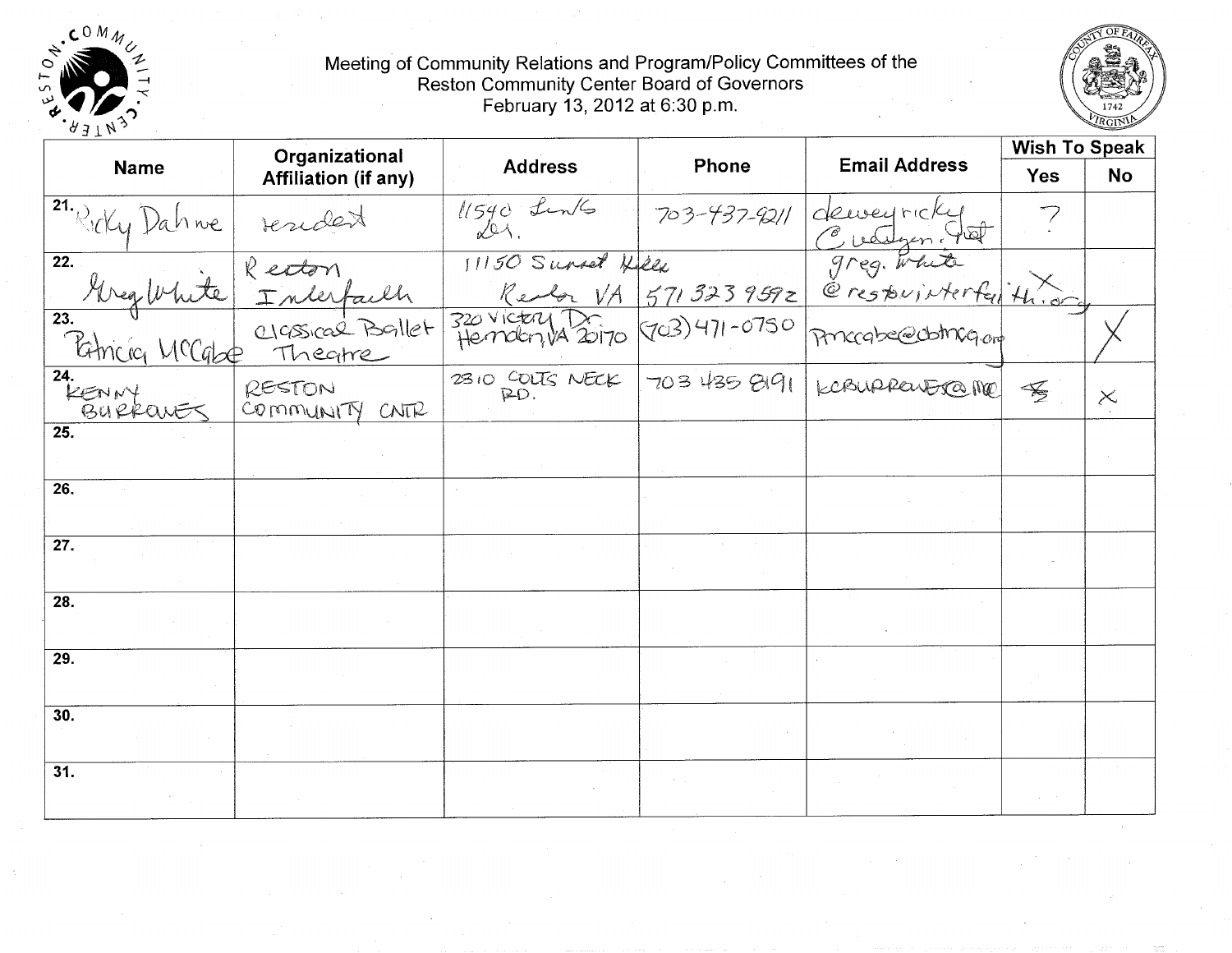Meeting of Community Relations and Program/Policy Committees of the Reston Community Center Board of Governors
February 13, 2012 at 6:30 p.m.

| Name | Organizational Affiliation (if any) | Address | Phone | Email Address | Wish To Speak | |
|---|---|---|---|---|---|---|
| | | | | | Yes | No |
| 21. Ricky Dahne | resident | 11540 Links Dr. | 703-437-9211 | deweyricky @verizon.net | ? | |
| 22. Greg White | Reston Interfaith | 11150 Sunset Hills Reston VA | 571 323 9592 | greg.white @restoninterfaith.org | X | |
| 23. Patricia McCabe | Classical Ballet Theatre | 320 Victory Dr. Herndon VA 20170 | (703) 471-0750 | Pmccabe@cbtnva.org | | X |
| 24. KENNY BURROWES | RESTON COMMUNITY CNTR | 2310 COLTS NECK RD. | 703 435 8191 | KCBURROWES@ME | ~~X~~ | X |
| 25. | | | | | | |
| 26. | | | | | | |
| 27. | | | | | | |
| 28. | | | | | | |
| 29. | | | | | | |
| 30. | | | | | | |
| 31. | | | | | | |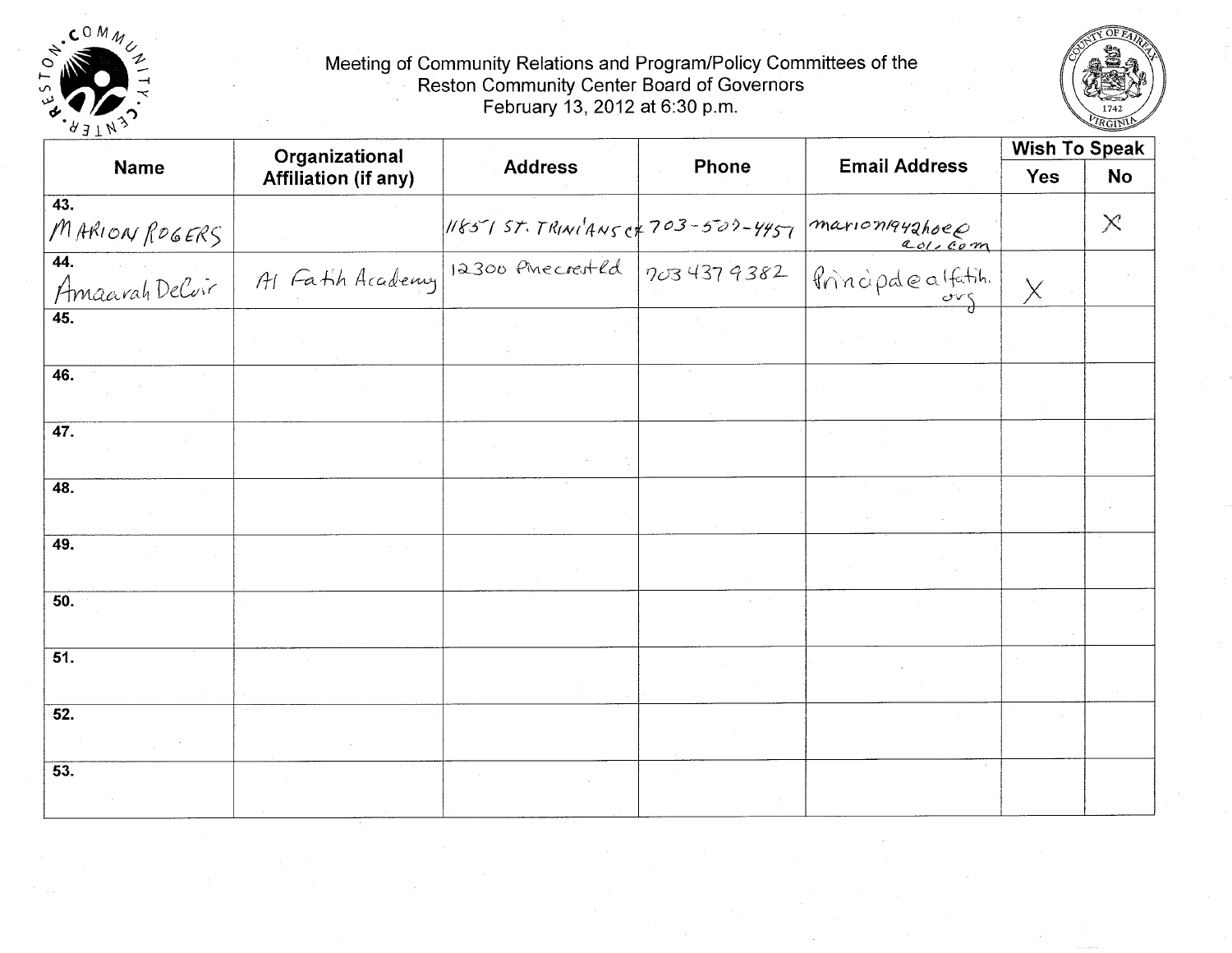Meeting of Community Relations and Program/Policy Committees of the Reston Community Center Board of Governors
February 13, 2012 at 6:30 p.m.

| Name | Organizational Affiliation (if any) | Address | Phone | Email Address | Wish To Speak | |
|---|---|---|---|---|---|---|
| | | | | | Yes | No |
| 43. MARION ROGERS | | 11851 ST. TRINIANS CT | 703-507-4457 | marion1942hoe@aol.com | | X |
| 44. Amaarah DeCuir | Al Fatih Academy | 12300 Pinecrest Rd | 703 437 9382 | Principal@alfatih.org | X | |
| 45. | | | | | | |
| 46. | | | | | | |
| 47. | | | | | | |
| 48. | | | | | | |
| 49. | | | | | | |
| 50. | | | | | | |
| 51. | | | | | | |
| 52. | | | | | | |
| 53. | | | | | | |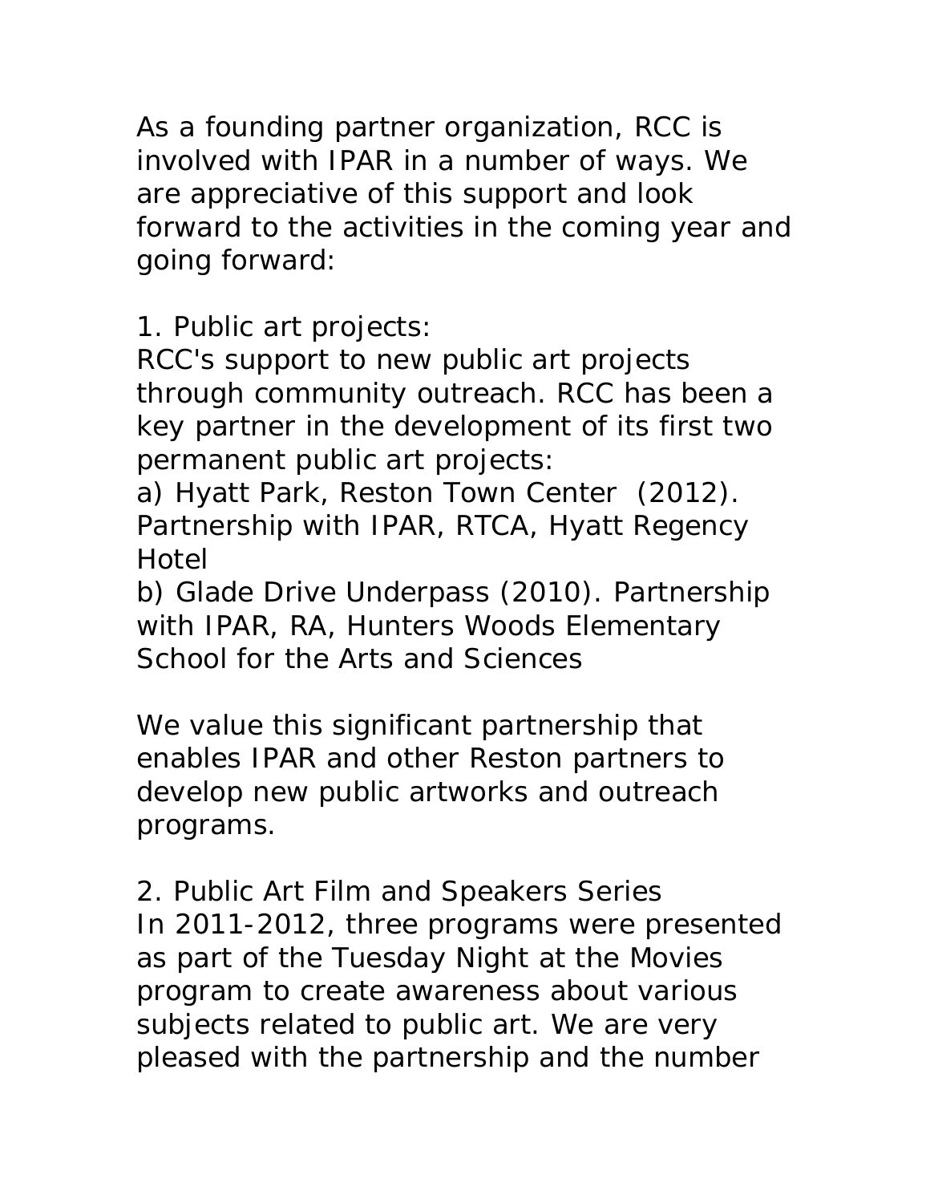As a founding partner organization, RCC is involved with IPAR in a number of ways. We are appreciative of this support and look forward to the activities in the coming year and going forward:

1. Public art projects:
RCC's support to new public art projects through community outreach. RCC has been a key partner in the development of its first two permanent public art projects:
a) Hyatt Park, Reston Town Center (2012). Partnership with IPAR, RTCA, Hyatt Regency Hotel
b) Glade Drive Underpass (2010). Partnership with IPAR, RA, Hunters Woods Elementary School for the Arts and Sciences

We value this significant partnership that enables IPAR and other Reston partners to develop new public artworks and outreach programs.

2. Public Art Film and Speakers Series
In 2011-2012, three programs were presented as part of the Tuesday Night at the Movies program to create awareness about various subjects related to public art. We are very pleased with the partnership and the number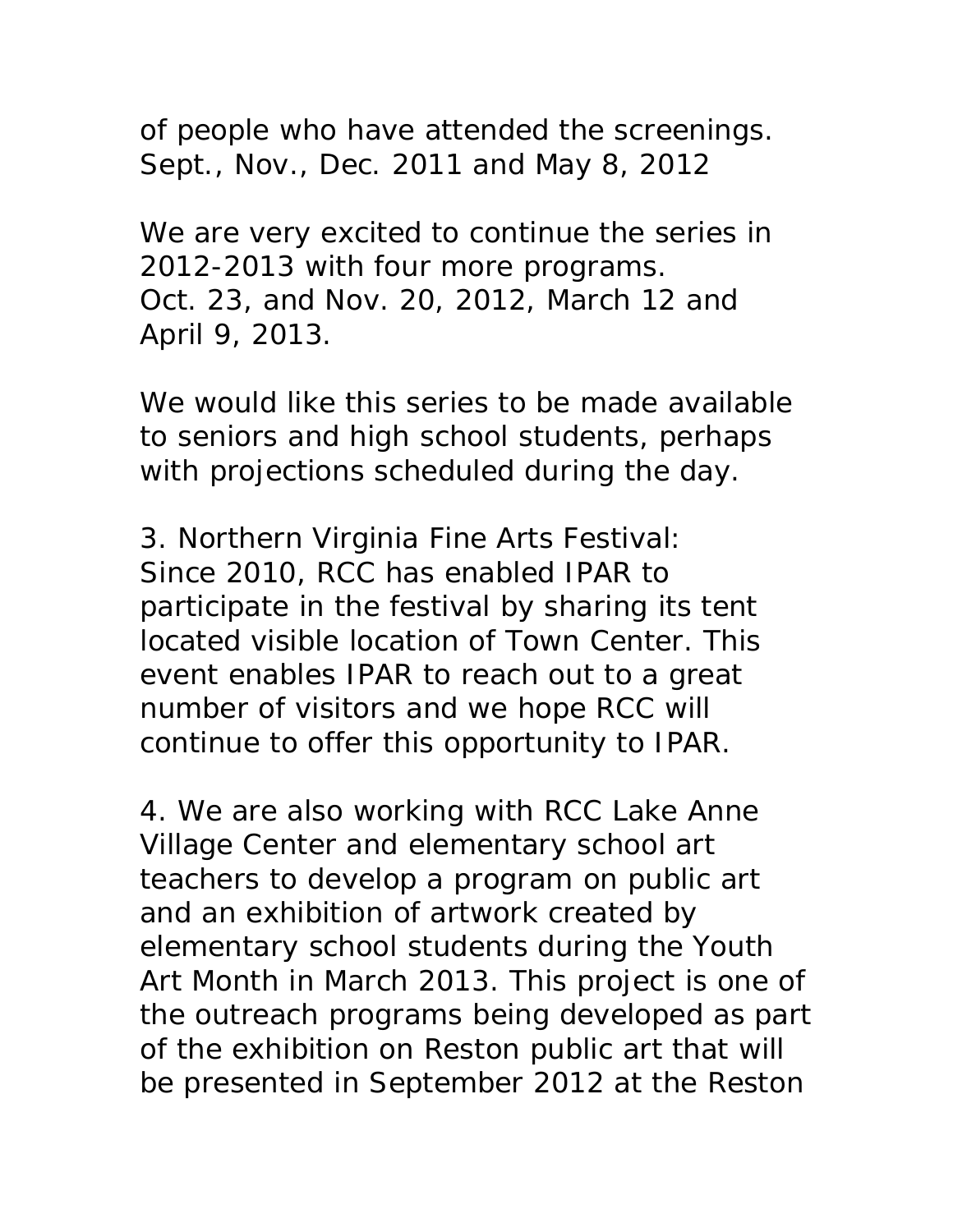of people who have attended the screenings. Sept., Nov., Dec. 2011 and May 8, 2012

We are very excited to continue the series in 2012-2013 with four more programs. Oct. 23, and Nov. 20, 2012, March 12 and April 9, 2013.

We would like this series to be made available to seniors and high school students, perhaps with projections scheduled during the day.

3. Northern Virginia Fine Arts Festival: Since 2010, RCC has enabled IPAR to participate in the festival by sharing its tent located visible location of Town Center. This event enables IPAR to reach out to a great number of visitors and we hope RCC will continue to offer this opportunity to IPAR.

4. We are also working with RCC Lake Anne Village Center and elementary school art teachers to develop a program on public art and an exhibition of artwork created by elementary school students during the Youth Art Month in March 2013. This project is one of the outreach programs being developed as part of the exhibition on Reston public art that will be presented in September 2012 at the Reston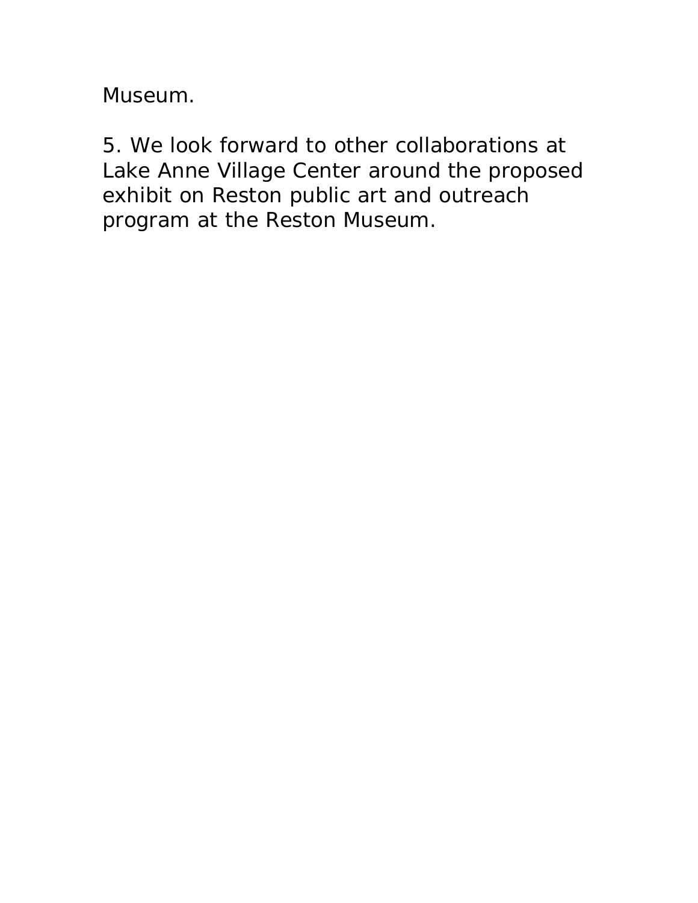Museum.

5. We look forward to other collaborations at Lake Anne Village Center around the proposed exhibit on Reston public art and outreach program at the Reston Museum.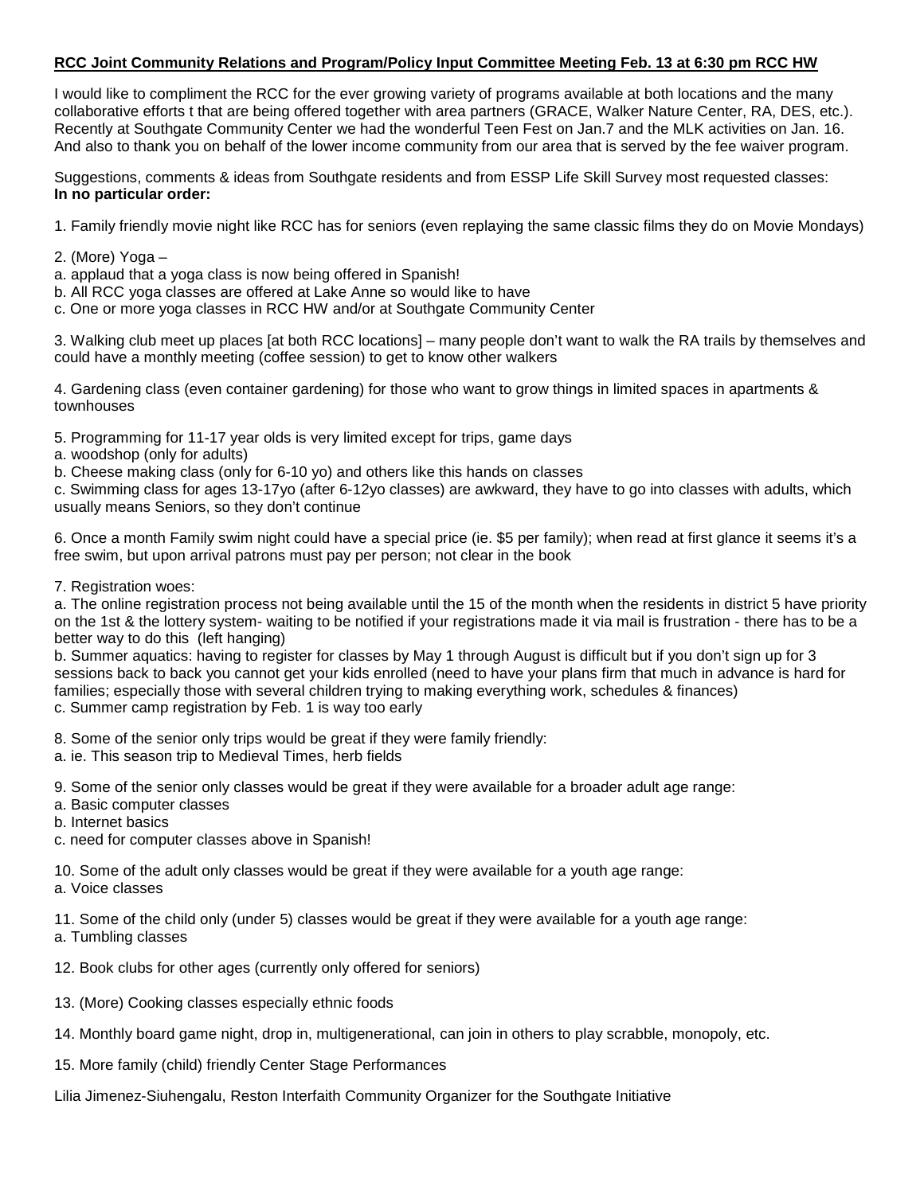**RCC Joint Community Relations and Program/Policy Input Committee Meeting Feb. 13 at 6:30 pm RCC HW**

I would like to compliment the RCC for the ever growing variety of programs available at both locations and the many collaborative efforts t that are being offered together with area partners (GRACE, Walker Nature Center, RA, DES, etc.). Recently at Southgate Community Center we had the wonderful Teen Fest on Jan.7 and the MLK activities on Jan. 16. And also to thank you on behalf of the lower income community from our area that is served by the fee waiver program.

Suggestions, comments & ideas from Southgate residents and from ESSP Life Skill Survey most requested classes:
**In no particular order:**

1. Family friendly movie night like RCC has for seniors (even replaying the same classic films they do on Movie Mondays)

2. (More) Yoga –
a. applaud that a yoga class is now being offered in Spanish!
b. All RCC yoga classes are offered at Lake Anne so would like to have
c. One or more yoga classes in RCC HW and/or at Southgate Community Center

3. Walking club meet up places [at both RCC locations] – many people don't want to walk the RA trails by themselves and could have a monthly meeting (coffee session) to get to know other walkers

4. Gardening class (even container gardening) for those who want to grow things in limited spaces in apartments & townhouses

5. Programming for 11-17 year olds is very limited except for trips, game days
a. woodshop (only for adults)
b. Cheese making class (only for 6-10 yo) and others like this hands on classes
c. Swimming class for ages 13-17yo (after 6-12yo classes) are awkward, they have to go into classes with adults, which usually means Seniors, so they don't continue

6. Once a month Family swim night could have a special price (ie. $5 per family); when read at first glance it seems it's a free swim, but upon arrival patrons must pay per person; not clear in the book

7. Registration woes:
a. The online registration process not being available until the 15 of the month when the residents in district 5 have priority on the 1st & the lottery system- waiting to be notified if your registrations made it via mail is frustration - there has to be a better way to do this (left hanging)
b. Summer aquatics: having to register for classes by May 1 through August is difficult but if you don't sign up for 3 sessions back to back you cannot get your kids enrolled (need to have your plans firm that much in advance is hard for families; especially those with several children trying to making everything work, schedules & finances)
c. Summer camp registration by Feb. 1 is way too early

8. Some of the senior only trips would be great if they were family friendly:
a. ie. This season trip to Medieval Times, herb fields

9. Some of the senior only classes would be great if they were available for a broader adult age range:
a. Basic computer classes
b. Internet basics
c. need for computer classes above in Spanish!

10. Some of the adult only classes would be great if they were available for a youth age range:
a. Voice classes

11. Some of the child only (under 5) classes would be great if they were available for a youth age range:
a. Tumbling classes

12. Book clubs for other ages (currently only offered for seniors)

13. (More) Cooking classes especially ethnic foods

14. Monthly board game night, drop in, multigenerational, can join in others to play scrabble, monopoly, etc.

15. More family (child) friendly Center Stage Performances

Lilia Jimenez-Siuhengalu, Reston Interfaith Community Organizer for the Southgate Initiative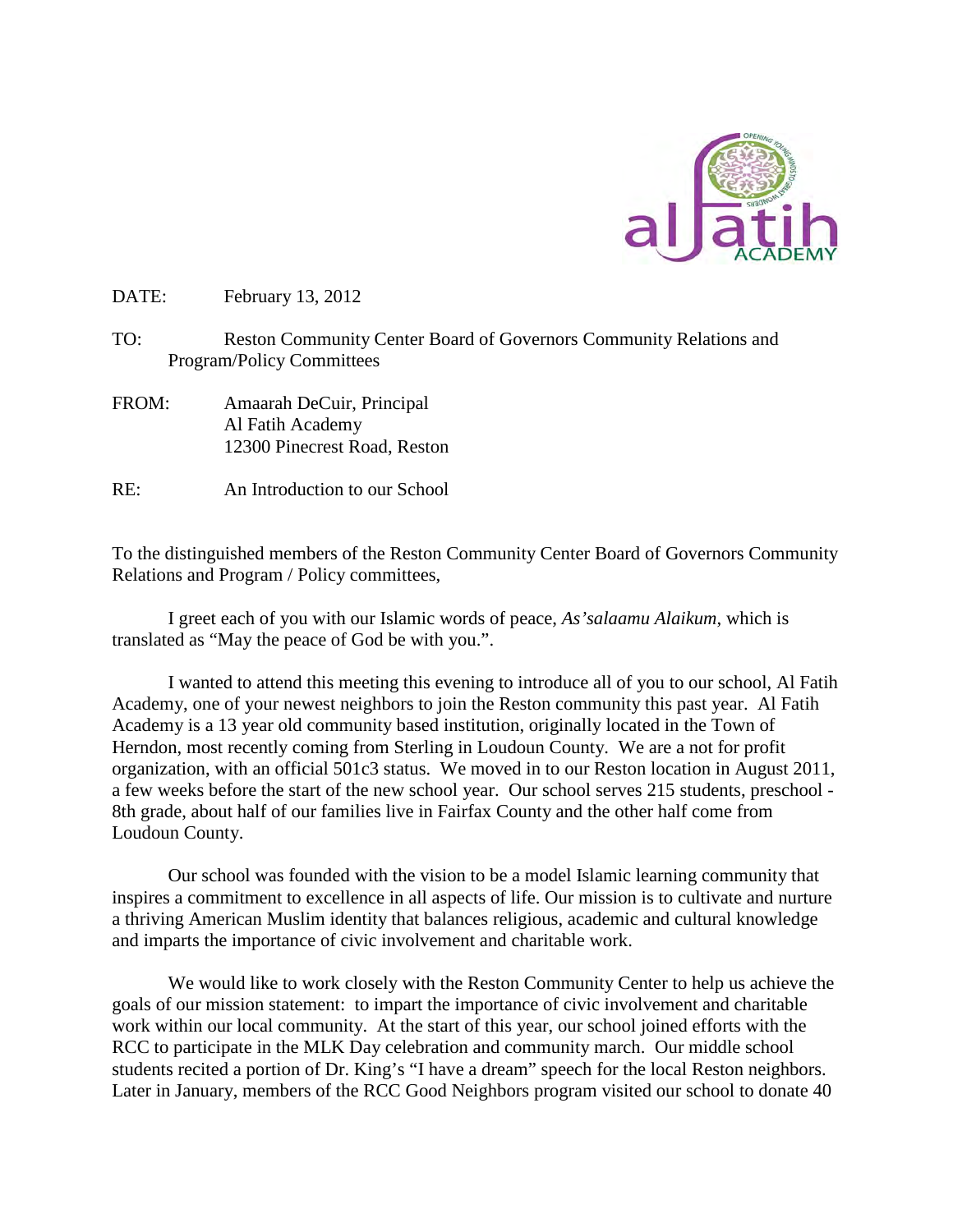DATE: February 13, 2012

TO: Reston Community Center Board of Governors Community Relations and Program/Policy Committees

FROM: Amaarah DeCuir, Principal
Al Fatih Academy
12300 Pinecrest Road, Reston

RE: An Introduction to our School

To the distinguished members of the Reston Community Center Board of Governors Community Relations and Program / Policy committees,

I greet each of you with our Islamic words of peace, *As'salaamu Alaikum*, which is translated as "May the peace of God be with you.".

I wanted to attend this meeting this evening to introduce all of you to our school, Al Fatih Academy, one of your newest neighbors to join the Reston community this past year. Al Fatih Academy is a 13 year old community based institution, originally located in the Town of Herndon, most recently coming from Sterling in Loudoun County. We are a not for profit organization, with an official 501c3 status. We moved in to our Reston location in August 2011, a few weeks before the start of the new school year. Our school serves 215 students, preschool - 8th grade, about half of our families live in Fairfax County and the other half come from Loudoun County.

Our school was founded with the vision to be a model Islamic learning community that inspires a commitment to excellence in all aspects of life. Our mission is to cultivate and nurture a thriving American Muslim identity that balances religious, academic and cultural knowledge and imparts the importance of civic involvement and charitable work.

We would like to work closely with the Reston Community Center to help us achieve the goals of our mission statement: to impart the importance of civic involvement and charitable work within our local community. At the start of this year, our school joined efforts with the RCC to participate in the MLK Day celebration and community march. Our middle school students recited a portion of Dr. King's "I have a dream" speech for the local Reston neighbors. Later in January, members of the RCC Good Neighbors program visited our school to donate 40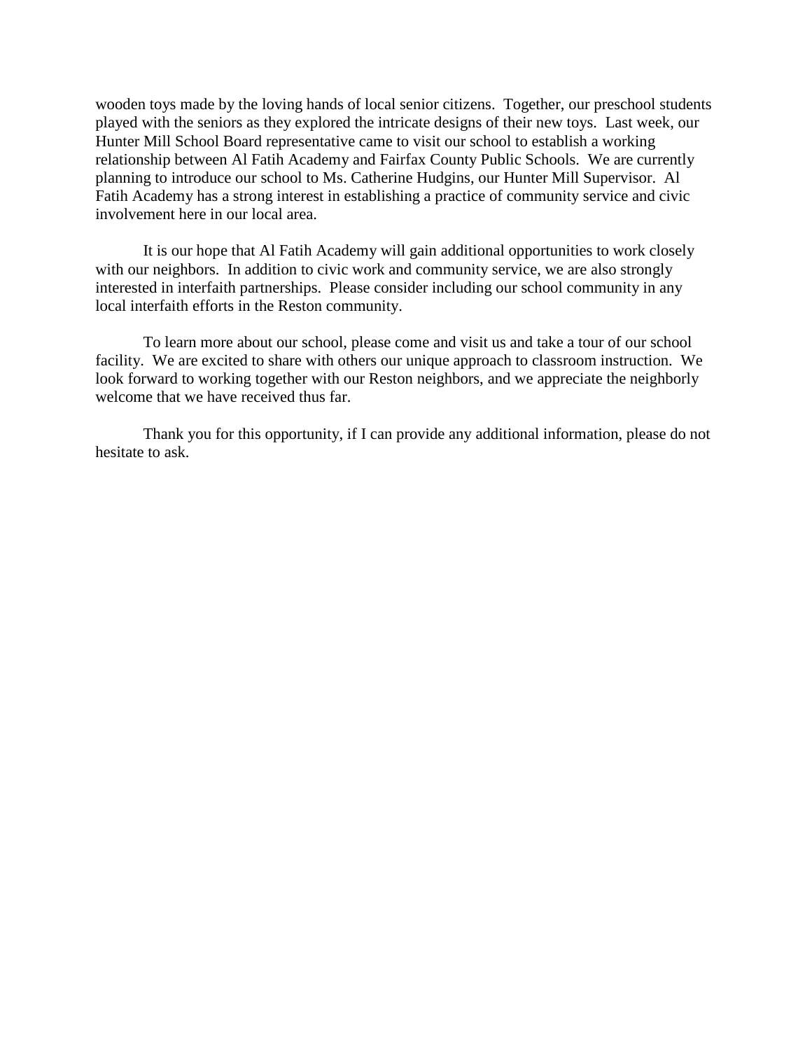wooden toys made by the loving hands of local senior citizens. Together, our preschool students played with the seniors as they explored the intricate designs of their new toys. Last week, our Hunter Mill School Board representative came to visit our school to establish a working relationship between Al Fatih Academy and Fairfax County Public Schools. We are currently planning to introduce our school to Ms. Catherine Hudgins, our Hunter Mill Supervisor. Al Fatih Academy has a strong interest in establishing a practice of community service and civic involvement here in our local area.

It is our hope that Al Fatih Academy will gain additional opportunities to work closely with our neighbors. In addition to civic work and community service, we are also strongly interested in interfaith partnerships. Please consider including our school community in any local interfaith efforts in the Reston community.

To learn more about our school, please come and visit us and take a tour of our school facility. We are excited to share with others our unique approach to classroom instruction. We look forward to working together with our Reston neighbors, and we appreciate the neighborly welcome that we have received thus far.

Thank you for this opportunity, if I can provide any additional information, please do not hesitate to ask.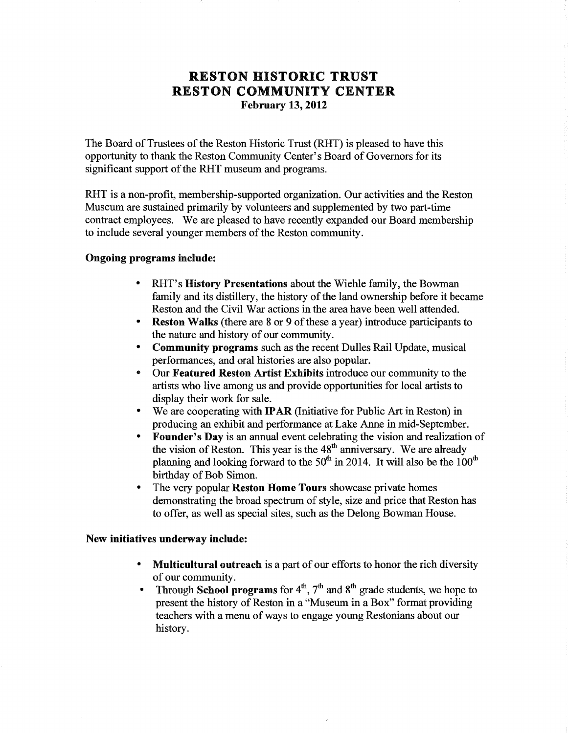# RESTON HISTORIC TRUST
# RESTON COMMUNITY CENTER

**February 13, 2012**

The Board of Trustees of the Reston Historic Trust (RHT) is pleased to have this opportunity to thank the Reston Community Center's Board of Governors for its significant support of the RHT museum and programs.

RHT is a non-profit, membership-supported organization. Our activities and the Reston Museum are sustained primarily by volunteers and supplemented by two part-time contract employees. We are pleased to have recently expanded our Board membership to include several younger members of the Reston community.

**Ongoing programs include:**

- RHT's **History Presentations** about the Wiehle family, the Bowman family and its distillery, the history of the land ownership before it became Reston and the Civil War actions in the area have been well attended.
- **Reston Walks** (there are 8 or 9 of these a year) introduce participants to the nature and history of our community.
- **Community programs** such as the recent Dulles Rail Update, musical performances, and oral histories are also popular.
- Our **Featured Reston Artist Exhibits** introduce our community to the artists who live among us and provide opportunities for local artists to display their work for sale.
- We are cooperating with **IPAR** (Initiative for Public Art in Reston) in producing an exhibit and performance at Lake Anne in mid-September.
- **Founder's Day** is an annual event celebrating the vision and realization of the vision of Reston. This year is the 48th anniversary. We are already planning and looking forward to the 50th in 2014. It will also be the 100th birthday of Bob Simon.
- The very popular **Reston Home Tours** showcase private homes demonstrating the broad spectrum of style, size and price that Reston has to offer, as well as special sites, such as the Delong Bowman House.

**New initiatives underway include:**

- **Multicultural outreach** is a part of our efforts to honor the rich diversity of our community.
- Through **School programs** for 4th, 7th and 8th grade students, we hope to present the history of Reston in a "Museum in a Box" format providing teachers with a menu of ways to engage young Restonians about our history.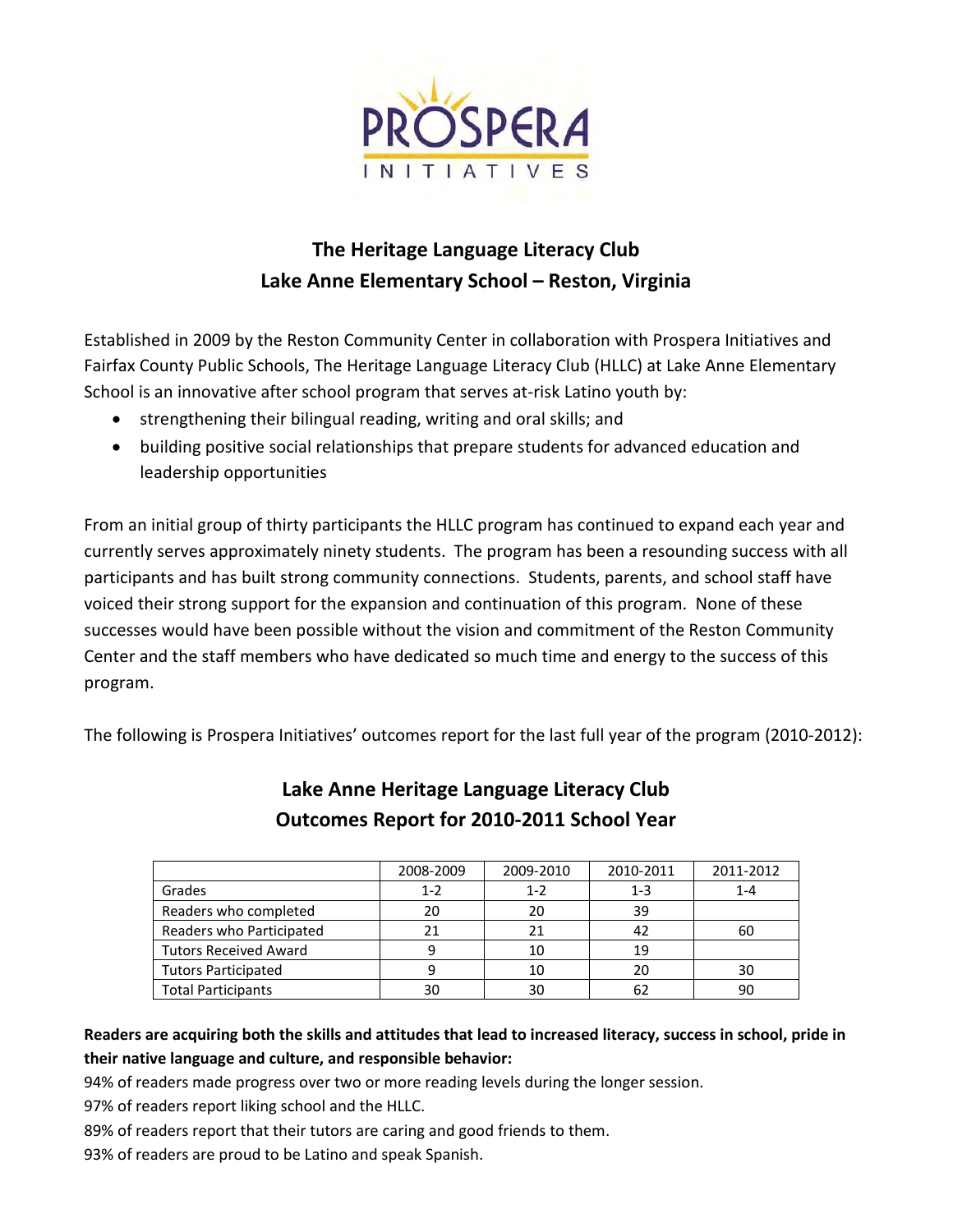PROSPERA INITIATIVES

## The Heritage Language Literacy Club
## Lake Anne Elementary School – Reston, Virginia

Established in 2009 by the Reston Community Center in collaboration with Prospera Initiatives and Fairfax County Public Schools, The Heritage Language Literacy Club (HLLC) at Lake Anne Elementary School is an innovative after school program that serves at-risk Latino youth by:

- strengthening their bilingual reading, writing and oral skills; and
- building positive social relationships that prepare students for advanced education and leadership opportunities

From an initial group of thirty participants the HLLC program has continued to expand each year and currently serves approximately ninety students. The program has been a resounding success with all participants and has built strong community connections. Students, parents, and school staff have voiced their strong support for the expansion and continuation of this program. None of these successes would have been possible without the vision and commitment of the Reston Community Center and the staff members who have dedicated so much time and energy to the success of this program.

The following is Prospera Initiatives' outcomes report for the last full year of the program (2010-2012):

## Lake Anne Heritage Language Literacy Club
## Outcomes Report for 2010-2011 School Year

| | 2008-2009 | 2009-2010 | 2010-2011 | 2011-2012 |
|---|---|---|---|---|
| Grades | 1-2 | 1-2 | 1-3 | 1-4 |
| Readers who completed | 20 | 20 | 39 | |
| Readers who Participated | 21 | 21 | 42 | 60 |
| Tutors Received Award | 9 | 10 | 19 | |
| Tutors Participated | 9 | 10 | 20 | 30 |
| Total Participants | 30 | 30 | 62 | 90 |

**Readers are acquiring both the skills and attitudes that lead to increased literacy, success in school, pride in their native language and culture, and responsible behavior:**

94% of readers made progress over two or more reading levels during the longer session.

97% of readers report liking school and the HLLC.

89% of readers report that their tutors are caring and good friends to them.

93% of readers are proud to be Latino and speak Spanish.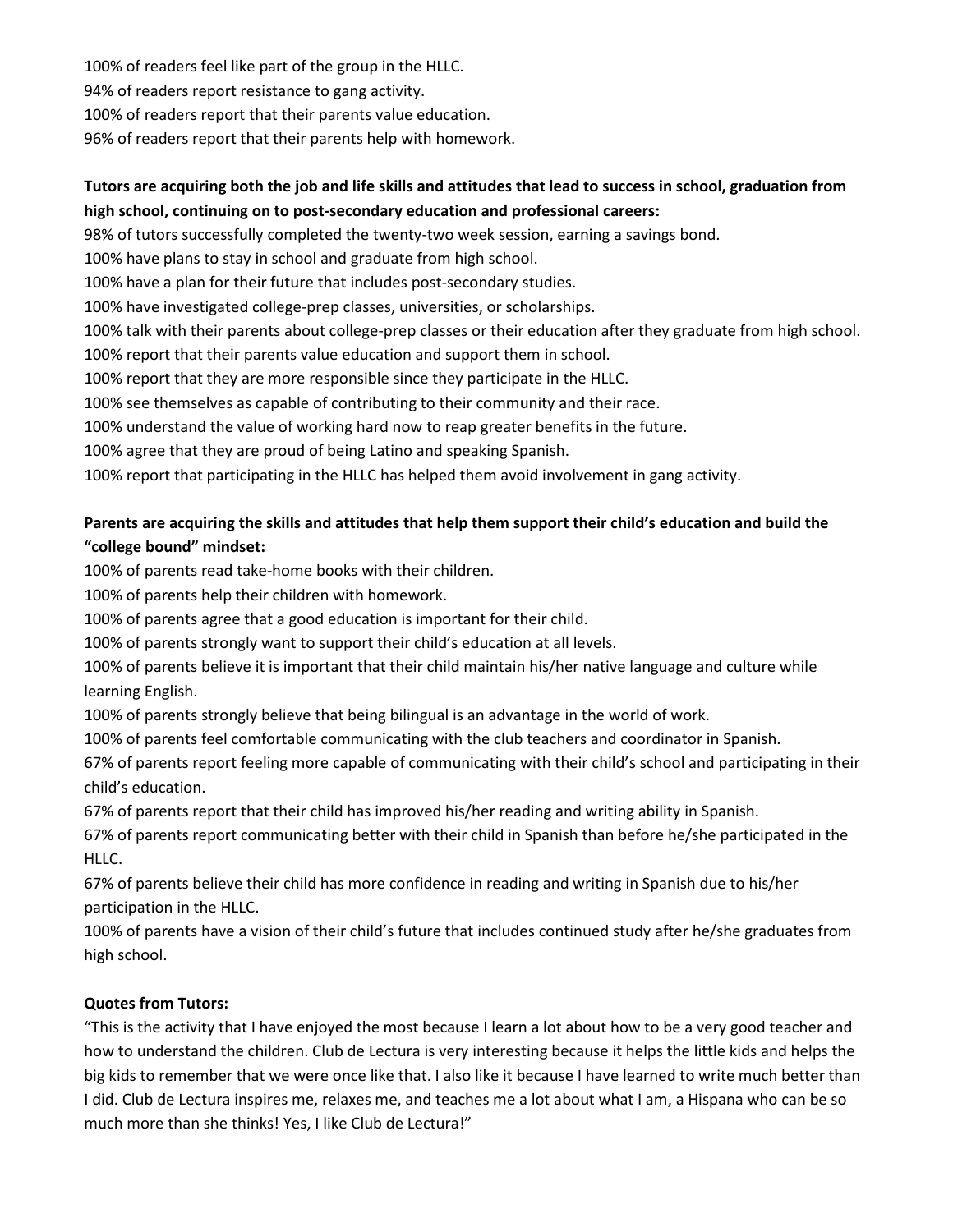100% of readers feel like part of the group in the HLLC.
94% of readers report resistance to gang activity.
100% of readers report that their parents value education.
96% of readers report that their parents help with homework.

**Tutors are acquiring both the job and life skills and attitudes that lead to success in school, graduation from high school, continuing on to post-secondary education and professional careers:**

98% of tutors successfully completed the twenty-two week session, earning a savings bond.
100% have plans to stay in school and graduate from high school.
100% have a plan for their future that includes post-secondary studies.
100% have investigated college-prep classes, universities, or scholarships.
100% talk with their parents about college-prep classes or their education after they graduate from high school.
100% report that their parents value education and support them in school.
100% report that they are more responsible since they participate in the HLLC.
100% see themselves as capable of contributing to their community and their race.
100% understand the value of working hard now to reap greater benefits in the future.
100% agree that they are proud of being Latino and speaking Spanish.
100% report that participating in the HLLC has helped them avoid involvement in gang activity.

**Parents are acquiring the skills and attitudes that help them support their child's education and build the "college bound" mindset:**

100% of parents read take-home books with their children.
100% of parents help their children with homework.
100% of parents agree that a good education is important for their child.
100% of parents strongly want to support their child's education at all levels.
100% of parents believe it is important that their child maintain his/her native language and culture while learning English.
100% of parents strongly believe that being bilingual is an advantage in the world of work.
100% of parents feel comfortable communicating with the club teachers and coordinator in Spanish.
67% of parents report feeling more capable of communicating with their child's school and participating in their child's education.
67% of parents report that their child has improved his/her reading and writing ability in Spanish.
67% of parents report communicating better with their child in Spanish than before he/she participated in the HLLC.
67% of parents believe their child has more confidence in reading and writing in Spanish due to his/her participation in the HLLC.
100% of parents have a vision of their child's future that includes continued study after he/she graduates from high school.

**Quotes from Tutors:**

"This is the activity that I have enjoyed the most because I learn a lot about how to be a very good teacher and how to understand the children. Club de Lectura is very interesting because it helps the little kids and helps the big kids to remember that we were once like that. I also like it because I have learned to write much better than I did. Club de Lectura inspires me, relaxes me, and teaches me a lot about what I am, a Hispana who can be so much more than she thinks! Yes, I like Club de Lectura!"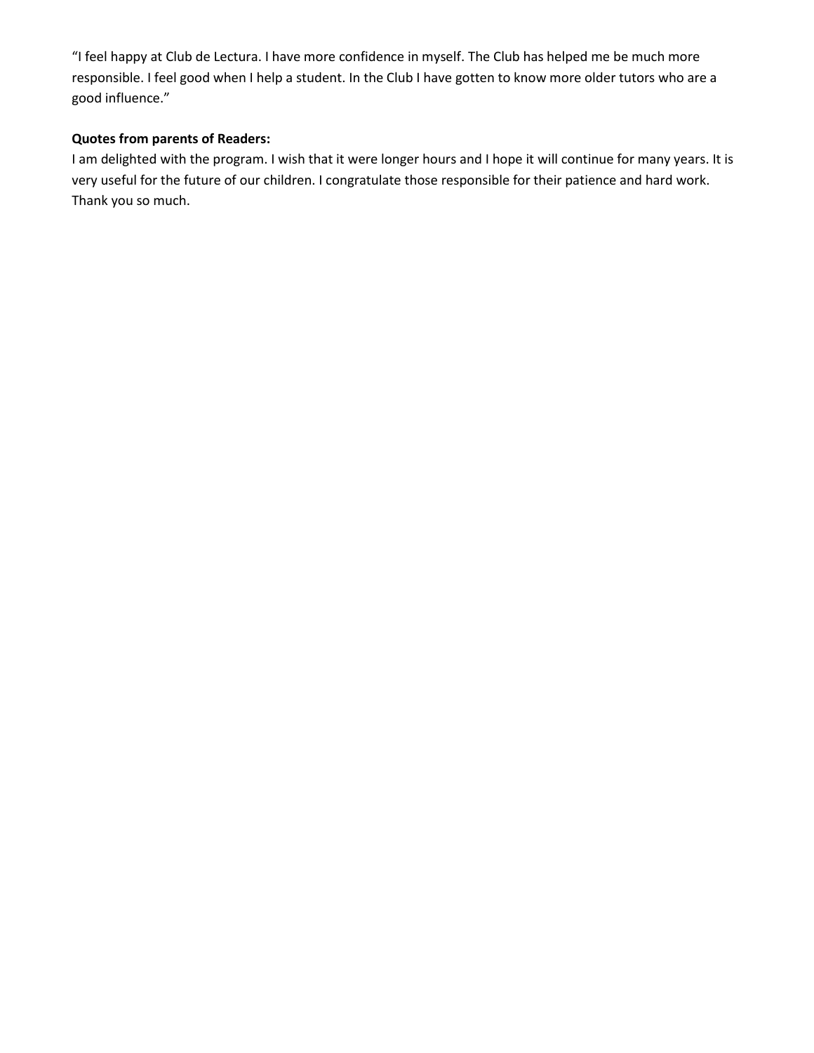"I feel happy at Club de Lectura. I have more confidence in myself. The Club has helped me be much more responsible. I feel good when I help a student. In the Club I have gotten to know more older tutors who are a good influence."

**Quotes from parents of Readers:**

I am delighted with the program. I wish that it were longer hours and I hope it will continue for many years. It is very useful for the future of our children. I congratulate those responsible for their patience and hard work. Thank you so much.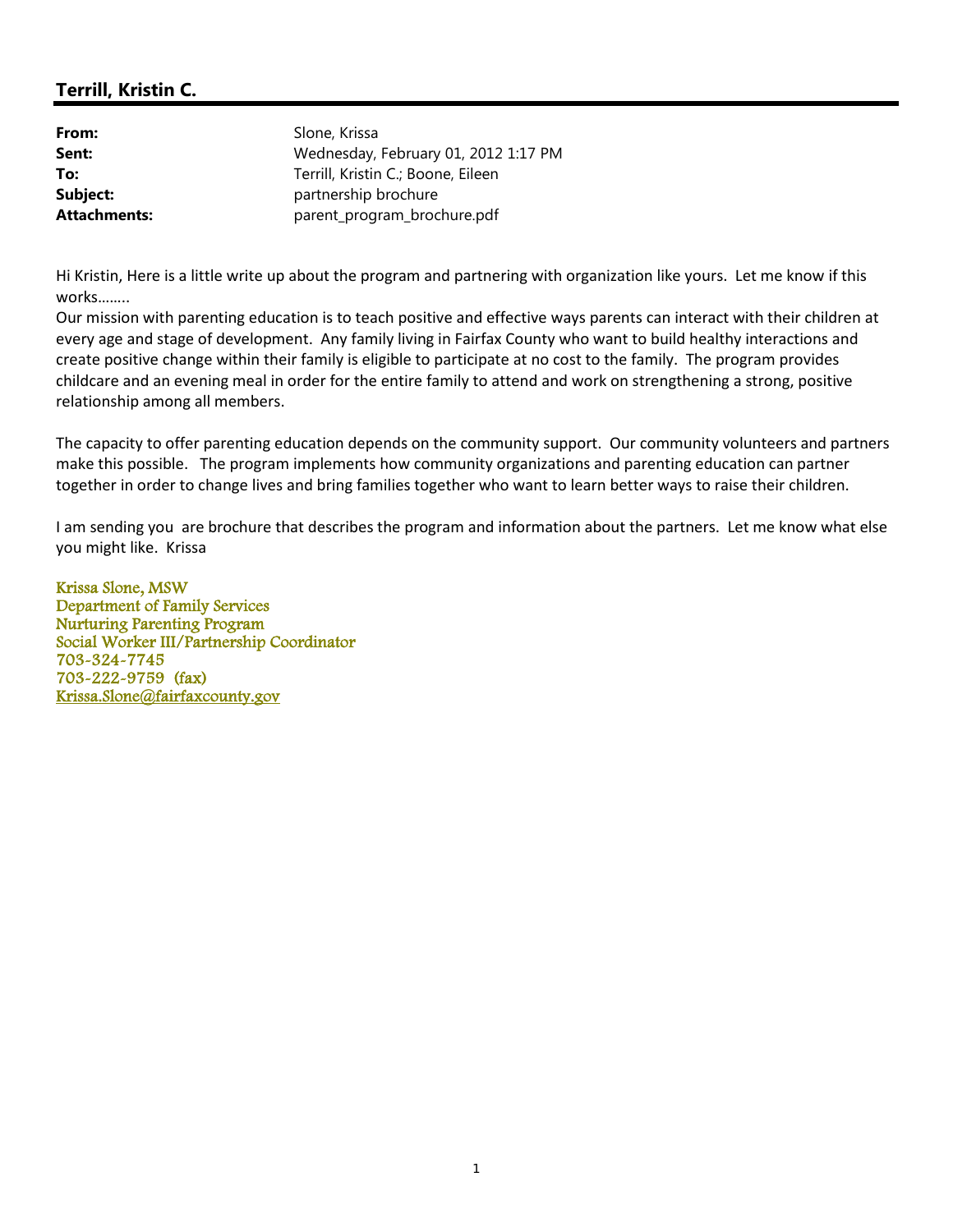## Terrill, Kristin C.

| | |
|---|---|
| **From:** | Slone, Krissa |
| **Sent:** | Wednesday, February 01, 2012 1:17 PM |
| **To:** | Terrill, Kristin C.; Boone, Eileen |
| **Subject:** | partnership brochure |
| **Attachments:** | parent_program_brochure.pdf |

Hi Kristin, Here is a little write up about the program and partnering with organization like yours. Let me know if this works……..
Our mission with parenting education is to teach positive and effective ways parents can interact with their children at every age and stage of development. Any family living in Fairfax County who want to build healthy interactions and create positive change within their family is eligible to participate at no cost to the family. The program provides childcare and an evening meal in order for the entire family to attend and work on strengthening a strong, positive relationship among all members.

The capacity to offer parenting education depends on the community support. Our community volunteers and partners make this possible. The program implements how community organizations and parenting education can partner together in order to change lives and bring families together who want to learn better ways to raise their children.

I am sending you are brochure that describes the program and information about the partners. Let me know what else you might like. Krissa

Krissa Slone, MSW
Department of Family Services
Nurturing Parenting Program
Social Worker III/Partnership Coordinator
703-324-7745
703-222-9759 (fax)
Krissa.Slone@fairfaxcounty.gov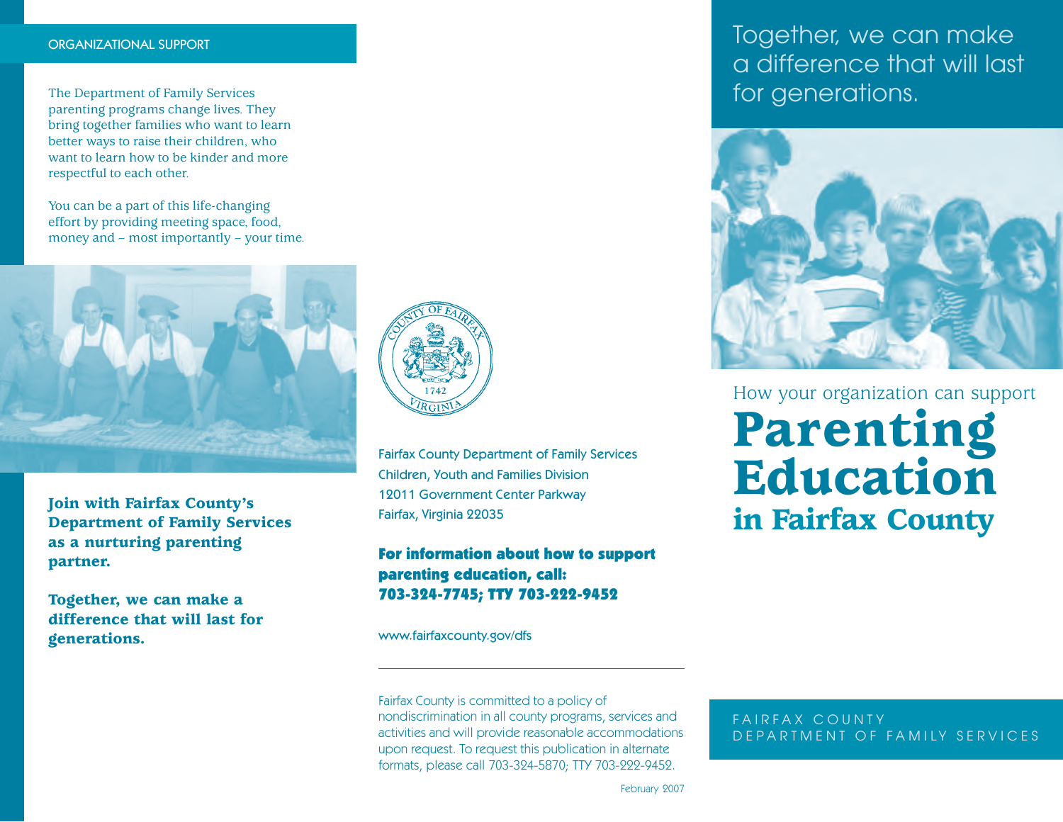## ORGANIZATIONAL SUPPORT

The Department of Family Services parenting programs change lives. They bring together families who want to learn better ways to raise their children, who want to learn how to be kinder and more respectful to each other.

You can be a part of this life-changing effort by providing meeting space, food, money and – most importantly – your time.

**Join with Fairfax County's Department of Family Services as a nurturing parenting partner.**

**Together, we can make a difference that will last for generations.**

Fairfax County Department of Family Services
Children, Youth and Families Division
12011 Government Center Parkway
Fairfax, Virginia 22035

**For information about how to support parenting education, call: 703-324-7745; TTY 703-222-9452**

www.fairfaxcounty.gov/dfs

---

Fairfax County is committed to a policy of nondiscrimination in all county programs, services and activities and will provide reasonable accommodations upon request. To request this publication in alternate formats, please call 703-324-5870; TTY 703-222-9452.

February 2007

Together, we can make a difference that will last for generations.

How your organization can support

# Parenting Education in Fairfax County

FAIRFAX COUNTY
DEPARTMENT OF FAMILY SERVICES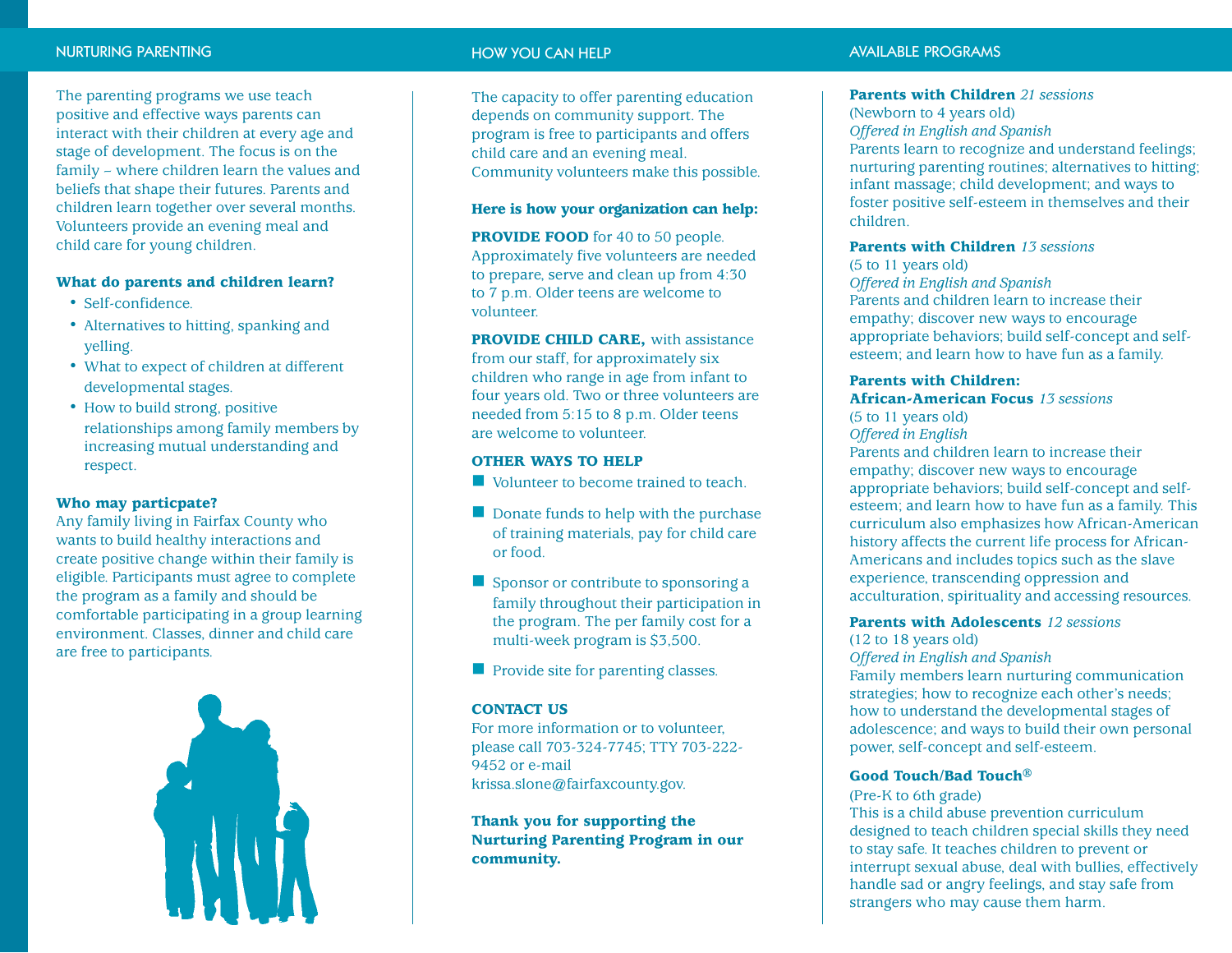## NURTURING PARENTING

The parenting programs we use teach positive and effective ways parents can interact with their children at every age and stage of development. The focus is on the family – where children learn the values and beliefs that shape their futures. Parents and children learn together over several months. Volunteers provide an evening meal and child care for young children.

### What do parents and children learn?

- Self-confidence.
- Alternatives to hitting, spanking and yelling.
- What to expect of children at different developmental stages.
- How to build strong, positive relationships among family members by increasing mutual understanding and respect.

### Who may particpate?

Any family living in Fairfax County who wants to build healthy interactions and create positive change within their family is eligible. Participants must agree to complete the program as a family and should be comfortable participating in a group learning environment. Classes, dinner and child care are free to participants.

## HOW YOU CAN HELP

The capacity to offer parenting education depends on community support. The program is free to participants and offers child care and an evening meal. Community volunteers make this possible.

### Here is how your organization can help:

**PROVIDE FOOD** for 40 to 50 people. Approximately five volunteers are needed to prepare, serve and clean up from 4:30 to 7 p.m. Older teens are welcome to volunteer.

**PROVIDE CHILD CARE,** with assistance from our staff, for approximately six children who range in age from infant to four years old. Two or three volunteers are needed from 5:15 to 8 p.m. Older teens are welcome to volunteer.

### OTHER WAYS TO HELP

- Volunteer to become trained to teach.
- Donate funds to help with the purchase of training materials, pay for child care or food.
- Sponsor or contribute to sponsoring a family throughout their participation in the program. The per family cost for a multi-week program is $3,500.
- Provide site for parenting classes.

### CONTACT US

For more information or to volunteer, please call 703-324-7745; TTY 703-222-9452 or e-mail krissa.slone@fairfaxcounty.gov.

**Thank you for supporting the Nurturing Parenting Program in our community.**

## AVAILABLE PROGRAMS

**Parents with Children** *21 sessions*
(Newborn to 4 years old)
*Offered in English and Spanish*
Parents learn to recognize and understand feelings; nurturing parenting routines; alternatives to hitting; infant massage; child development; and ways to foster positive self-esteem in themselves and their children.

**Parents with Children** *13 sessions*
(5 to 11 years old)
*Offered in English and Spanish*
Parents and children learn to increase their empathy; discover new ways to encourage appropriate behaviors; build self-concept and self-esteem; and learn how to have fun as a family.

**Parents with Children: African-American Focus** *13 sessions*
(5 to 11 years old)
*Offered in English*
Parents and children learn to increase their empathy; discover new ways to encourage appropriate behaviors; build self-concept and self-esteem; and learn how to have fun as a family. This curriculum also emphasizes how African-American history affects the current life process for African-Americans and includes topics such as the slave experience, transcending oppression and acculturation, spirituality and accessing resources.

**Parents with Adolescents** *12 sessions*
(12 to 18 years old)
*Offered in English and Spanish*
Family members learn nurturing communication strategies; how to recognize each other's needs; how to understand the developmental stages of adolescence; and ways to build their own personal power, self-concept and self-esteem.

**Good Touch/Bad Touch®**
(Pre-K to 6th grade)
This is a child abuse prevention curriculum designed to teach children special skills they need to stay safe. It teaches children to prevent or interrupt sexual abuse, deal with bullies, effectively handle sad or angry feelings, and stay safe from strangers who may cause them harm.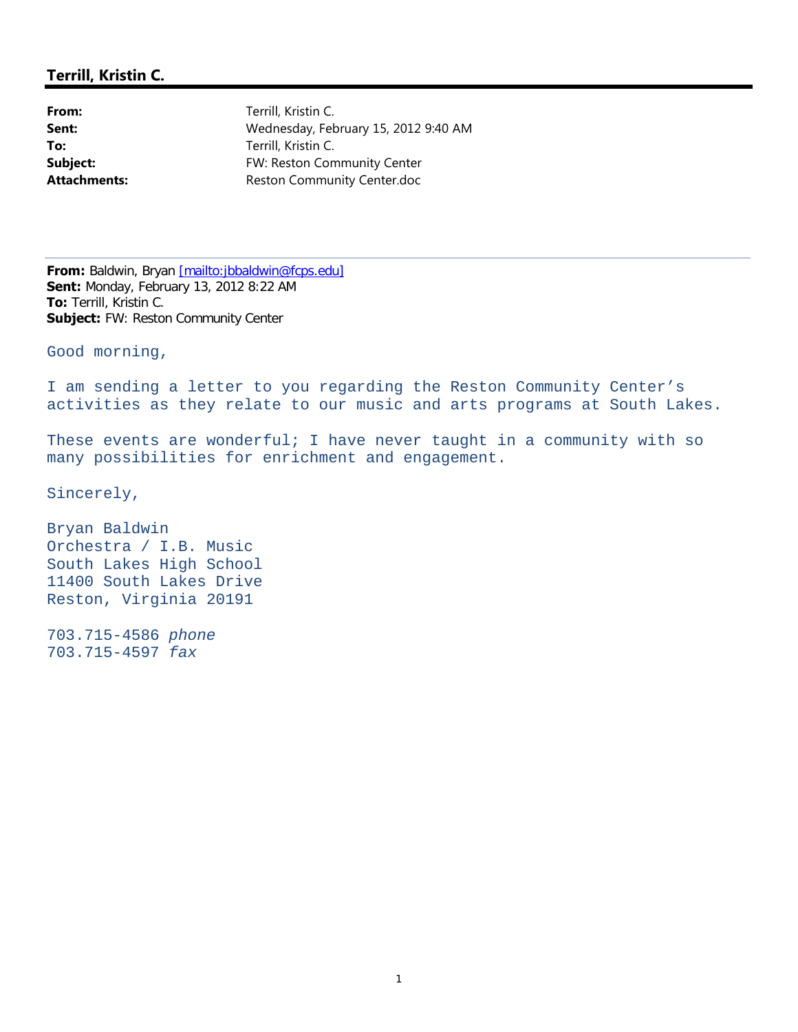## Terrill, Kristin C.

**From:** Terrill, Kristin C.
**Sent:** Wednesday, February 15, 2012 9:40 AM
**To:** Terrill, Kristin C.
**Subject:** FW: Reston Community Center
**Attachments:** Reston Community Center.doc

---

**From:** Baldwin, Bryan [mailto:jbbaldwin@fcps.edu]
**Sent:** Monday, February 13, 2012 8:22 AM
**To:** Terrill, Kristin C.
**Subject:** FW: Reston Community Center

Good morning,

I am sending a letter to you regarding the Reston Community Center's activities as they relate to our music and arts programs at South Lakes.

These events are wonderful; I have never taught in a community with so many possibilities for enrichment and engagement.

Sincerely,

Bryan Baldwin
Orchestra / I.B. Music
South Lakes High School
11400 South Lakes Drive
Reston, Virginia 20191

703.715-4586 *phone*
703.715-4597 *fax*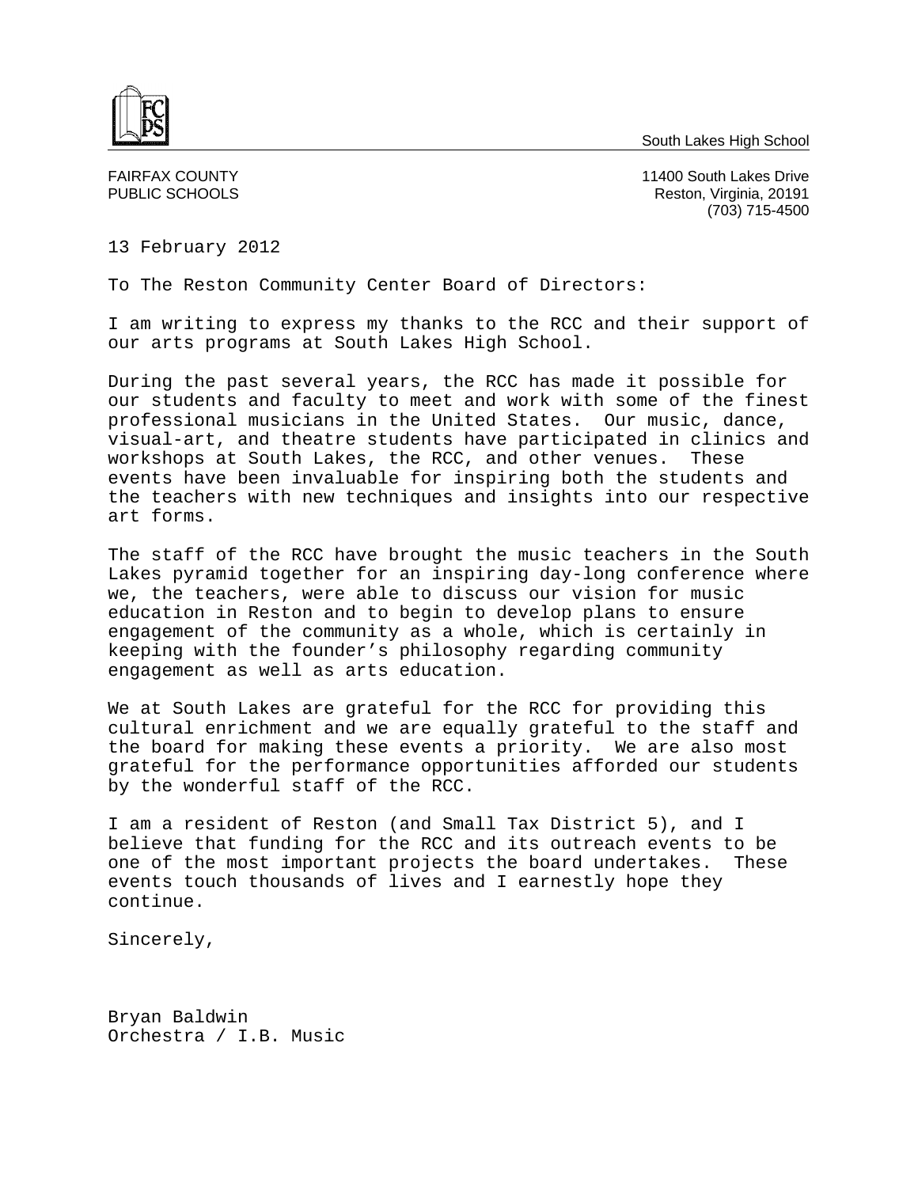South Lakes High School

FAIRFAX COUNTY
PUBLIC SCHOOLS

11400 South Lakes Drive
Reston, Virginia, 20191
(703) 715-4500

13 February 2012

To The Reston Community Center Board of Directors:

I am writing to express my thanks to the RCC and their support of our arts programs at South Lakes High School.

During the past several years, the RCC has made it possible for our students and faculty to meet and work with some of the finest professional musicians in the United States. Our music, dance, visual-art, and theatre students have participated in clinics and workshops at South Lakes, the RCC, and other venues. These events have been invaluable for inspiring both the students and the teachers with new techniques and insights into our respective art forms.

The staff of the RCC have brought the music teachers in the South Lakes pyramid together for an inspiring day-long conference where we, the teachers, were able to discuss our vision for music education in Reston and to begin to develop plans to ensure engagement of the community as a whole, which is certainly in keeping with the founder's philosophy regarding community engagement as well as arts education.

We at South Lakes are grateful for the RCC for providing this cultural enrichment and we are equally grateful to the staff and the board for making these events a priority. We are also most grateful for the performance opportunities afforded our students by the wonderful staff of the RCC.

I am a resident of Reston (and Small Tax District 5), and I believe that funding for the RCC and its outreach events to be one of the most important projects the board undertakes. These events touch thousands of lives and I earnestly hope they continue.

Sincerely,

Bryan Baldwin
Orchestra / I.B. Music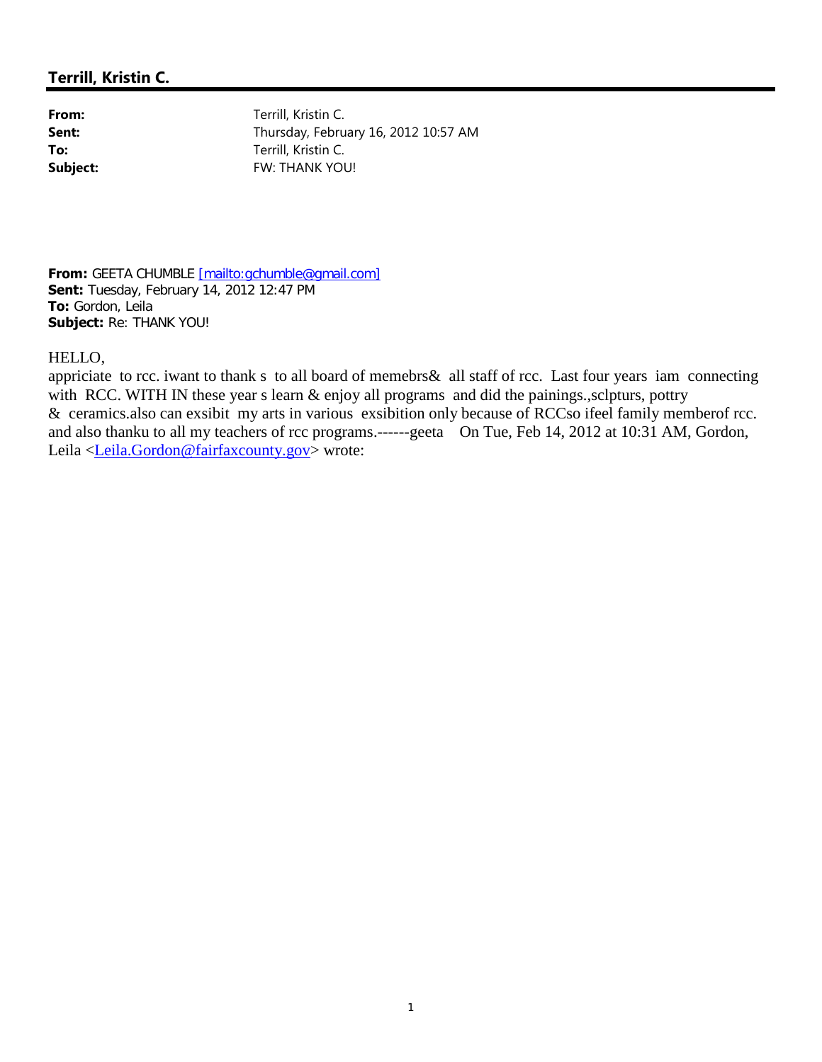## Terrill, Kristin C.

**From:** Terrill, Kristin C.
**Sent:** Thursday, February 16, 2012 10:57 AM
**To:** Terrill, Kristin C.
**Subject:** FW: THANK YOU!

**From:** GEETA CHUMBLE [mailto:gchumble@gmail.com]
**Sent:** Tuesday, February 14, 2012 12:47 PM
**To:** Gordon, Leila
**Subject:** Re: THANK YOU!

HELLO,

appriciate to rcc. iwant to thank s to all board of memebrs& all staff of rcc. Last four years iam connecting with RCC. WITH IN these year s learn & enjoy all programs and did the painings.,sclpturs, pottry & ceramics.also can exsibit my arts in various exsibition only because of RCCso ifeel family memberof rcc. and also thanku to all my teachers of rcc programs.------geeta On Tue, Feb 14, 2012 at 10:31 AM, Gordon, Leila <Leila.Gordon@fairfaxcounty.gov> wrote: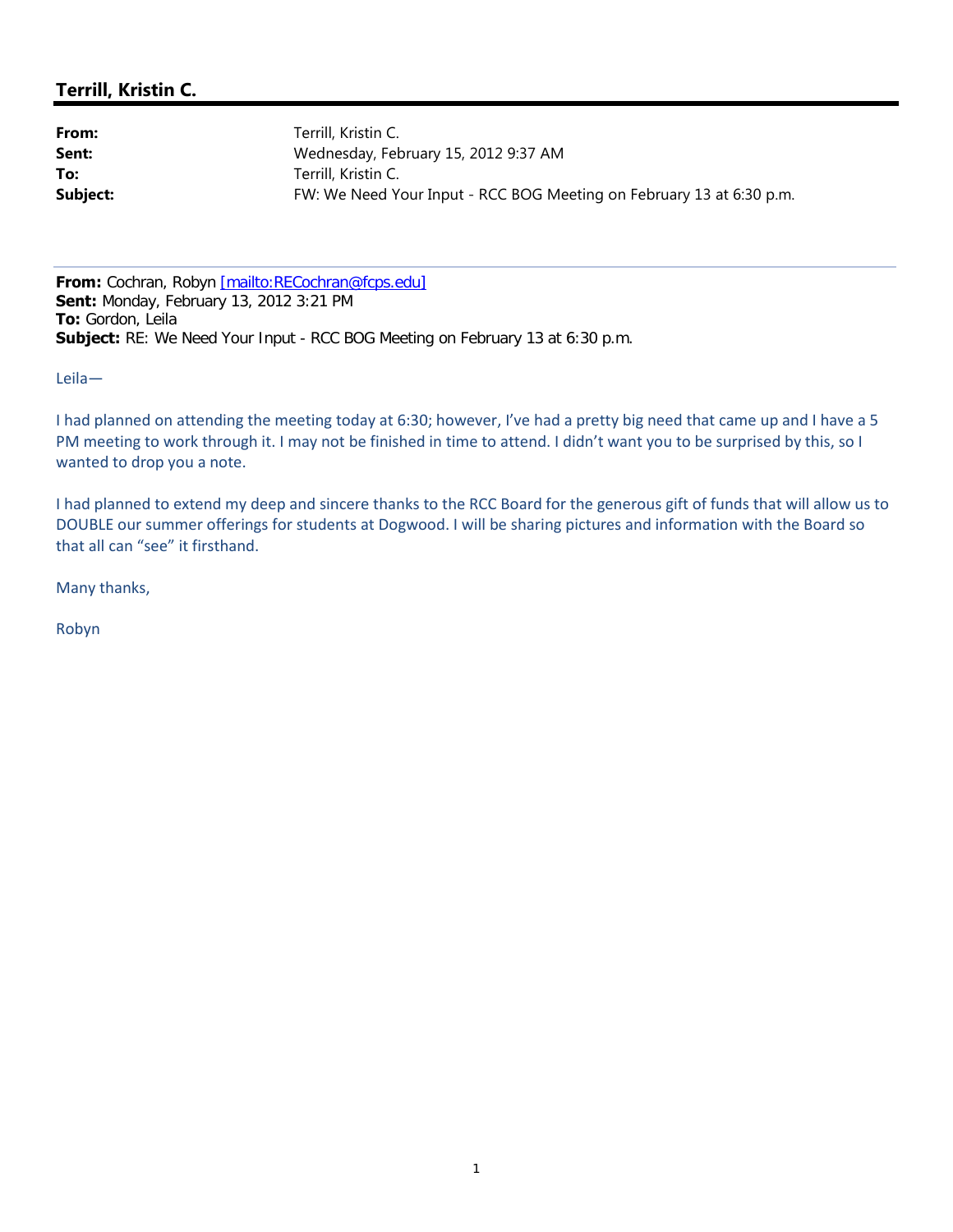## Terrill, Kristin C.

**From:** Terrill, Kristin C.
**Sent:** Wednesday, February 15, 2012 9:37 AM
**To:** Terrill, Kristin C.
**Subject:** FW: We Need Your Input - RCC BOG Meeting on February 13 at 6:30 p.m.

---

**From:** Cochran, Robyn [mailto:RECochran@fcps.edu]
**Sent:** Monday, February 13, 2012 3:21 PM
**To:** Gordon, Leila
**Subject:** RE: We Need Your Input - RCC BOG Meeting on February 13 at 6:30 p.m.

Leila—

I had planned on attending the meeting today at 6:30; however, I've had a pretty big need that came up and I have a 5 PM meeting to work through it. I may not be finished in time to attend. I didn't want you to be surprised by this, so I wanted to drop you a note.

I had planned to extend my deep and sincere thanks to the RCC Board for the generous gift of funds that will allow us to DOUBLE our summer offerings for students at Dogwood. I will be sharing pictures and information with the Board so that all can "see" it firsthand.

Many thanks,

Robyn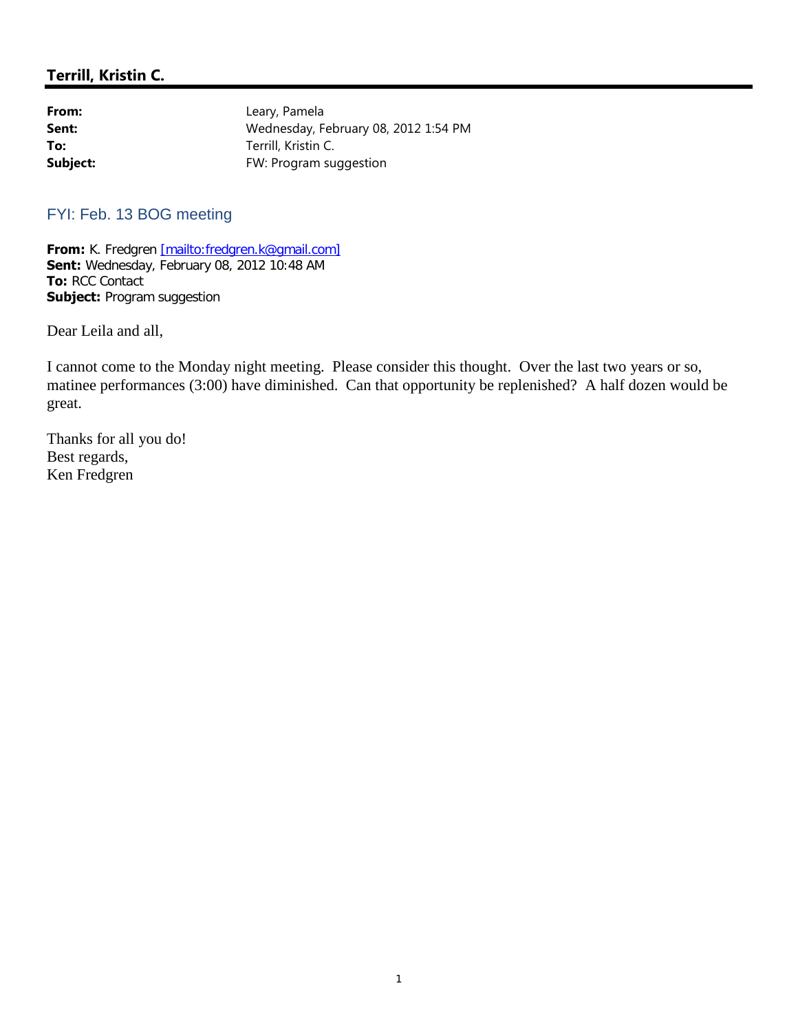## Terrill, Kristin C.

**From:** Leary, Pamela
**Sent:** Wednesday, February 08, 2012 1:54 PM
**To:** Terrill, Kristin C.
**Subject:** FW: Program suggestion

FYI: Feb. 13 BOG meeting

**From:** K. Fredgren [mailto:fredgren.k@gmail.com]
**Sent:** Wednesday, February 08, 2012 10:48 AM
**To:** RCC Contact
**Subject:** Program suggestion

Dear Leila and all,

I cannot come to the Monday night meeting. Please consider this thought. Over the last two years or so, matinee performances (3:00) have diminished. Can that opportunity be replenished? A half dozen would be great.

Thanks for all you do!
Best regards,
Ken Fredgren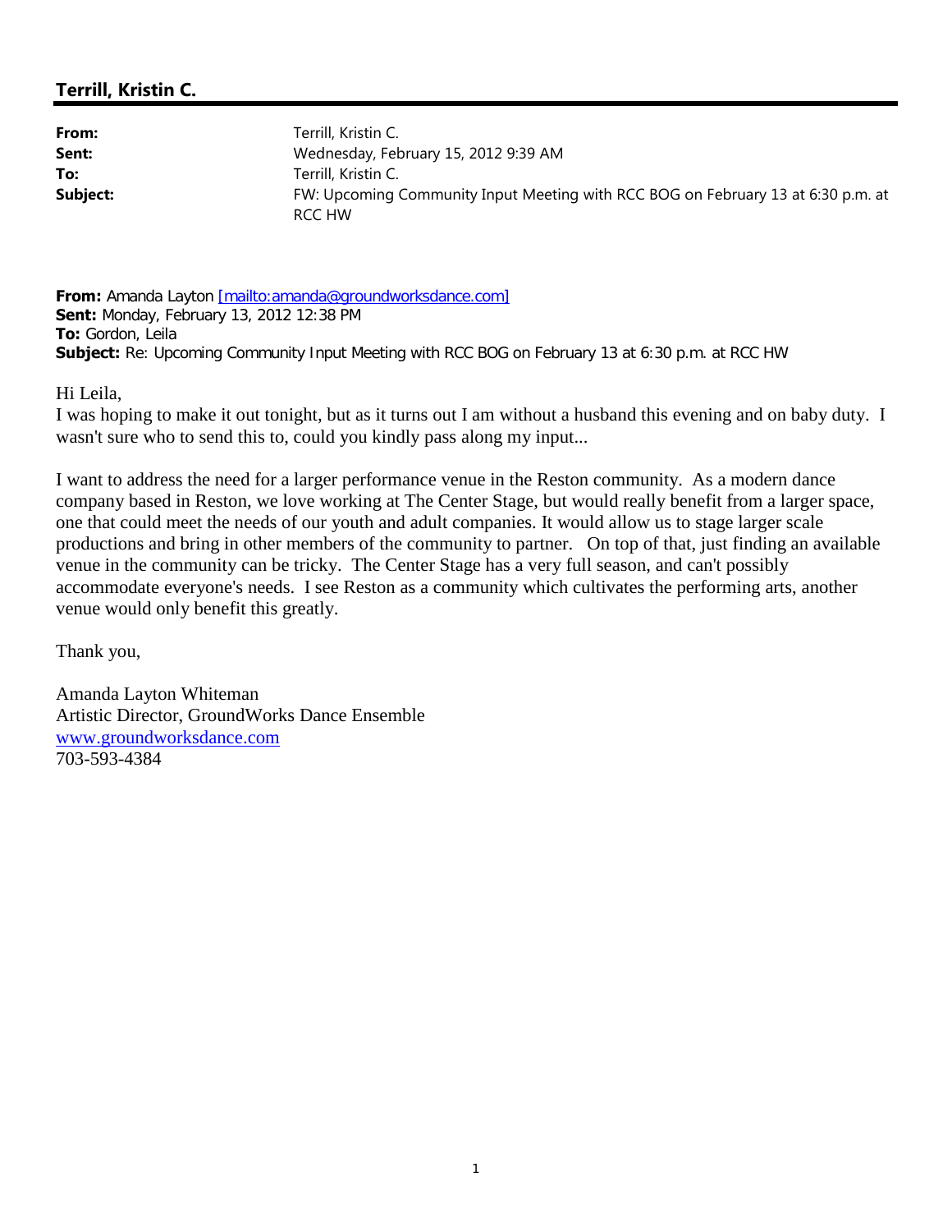## Terrill, Kristin C.

**From:** Terrill, Kristin C.
**Sent:** Wednesday, February 15, 2012 9:39 AM
**To:** Terrill, Kristin C.
**Subject:** FW: Upcoming Community Input Meeting with RCC BOG on February 13 at 6:30 p.m. at RCC HW

**From:** Amanda Layton [mailto:amanda@groundworksdance.com]
**Sent:** Monday, February 13, 2012 12:38 PM
**To:** Gordon, Leila
**Subject:** Re: Upcoming Community Input Meeting with RCC BOG on February 13 at 6:30 p.m. at RCC HW

Hi Leila,
I was hoping to make it out tonight, but as it turns out I am without a husband this evening and on baby duty. I wasn't sure who to send this to, could you kindly pass along my input...

I want to address the need for a larger performance venue in the Reston community. As a modern dance company based in Reston, we love working at The Center Stage, but would really benefit from a larger space, one that could meet the needs of our youth and adult companies. It would allow us to stage larger scale productions and bring in other members of the community to partner. On top of that, just finding an available venue in the community can be tricky. The Center Stage has a very full season, and can't possibly accommodate everyone's needs. I see Reston as a community which cultivates the performing arts, another venue would only benefit this greatly.

Thank you,

Amanda Layton Whiteman
Artistic Director, GroundWorks Dance Ensemble
www.groundworksdance.com
703-593-4384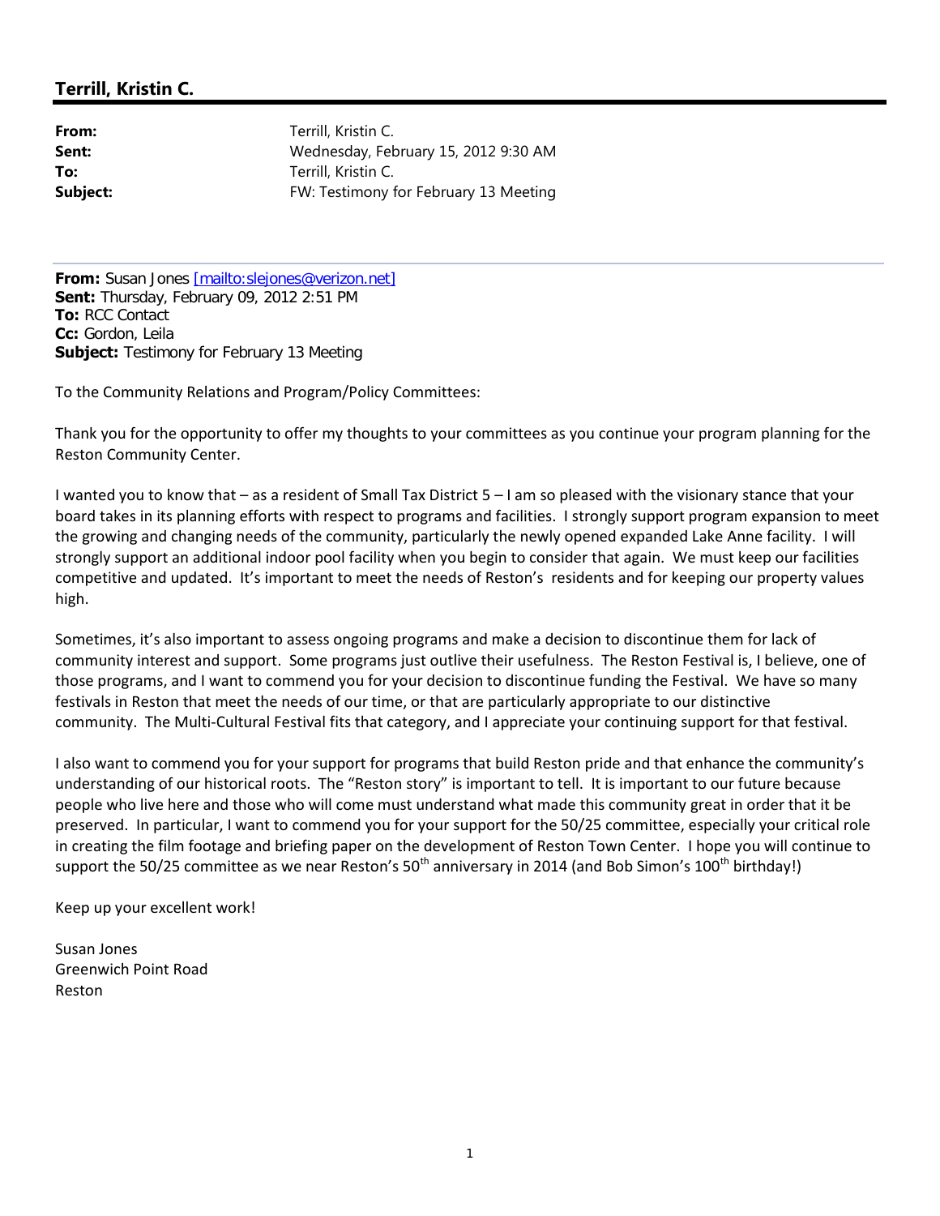## Terrill, Kristin C.

**From:** Terrill, Kristin C.
**Sent:** Wednesday, February 15, 2012 9:30 AM
**To:** Terrill, Kristin C.
**Subject:** FW: Testimony for February 13 Meeting

---

**From:** Susan Jones [mailto:slejones@verizon.net]
**Sent:** Thursday, February 09, 2012 2:51 PM
**To:** RCC Contact
**Cc:** Gordon, Leila
**Subject:** Testimony for February 13 Meeting

To the Community Relations and Program/Policy Committees:

Thank you for the opportunity to offer my thoughts to your committees as you continue your program planning for the Reston Community Center.

I wanted you to know that – as a resident of Small Tax District 5 – I am so pleased with the visionary stance that your board takes in its planning efforts with respect to programs and facilities. I strongly support program expansion to meet the growing and changing needs of the community, particularly the newly opened expanded Lake Anne facility. I will strongly support an additional indoor pool facility when you begin to consider that again. We must keep our facilities competitive and updated. It's important to meet the needs of Reston's residents and for keeping our property values high.

Sometimes, it's also important to assess ongoing programs and make a decision to discontinue them for lack of community interest and support. Some programs just outlive their usefulness. The Reston Festival is, I believe, one of those programs, and I want to commend you for your decision to discontinue funding the Festival. We have so many festivals in Reston that meet the needs of our time, or that are particularly appropriate to our distinctive community. The Multi-Cultural Festival fits that category, and I appreciate your continuing support for that festival.

I also want to commend you for your support for programs that build Reston pride and that enhance the community's understanding of our historical roots. The "Reston story" is important to tell. It is important to our future because people who live here and those who will come must understand what made this community great in order that it be preserved. In particular, I want to commend you for your support for the 50/25 committee, especially your critical role in creating the film footage and briefing paper on the development of Reston Town Center. I hope you will continue to support the 50/25 committee as we near Reston's 50th anniversary in 2014 (and Bob Simon's 100th birthday!)

Keep up your excellent work!

Susan Jones
Greenwich Point Road
Reston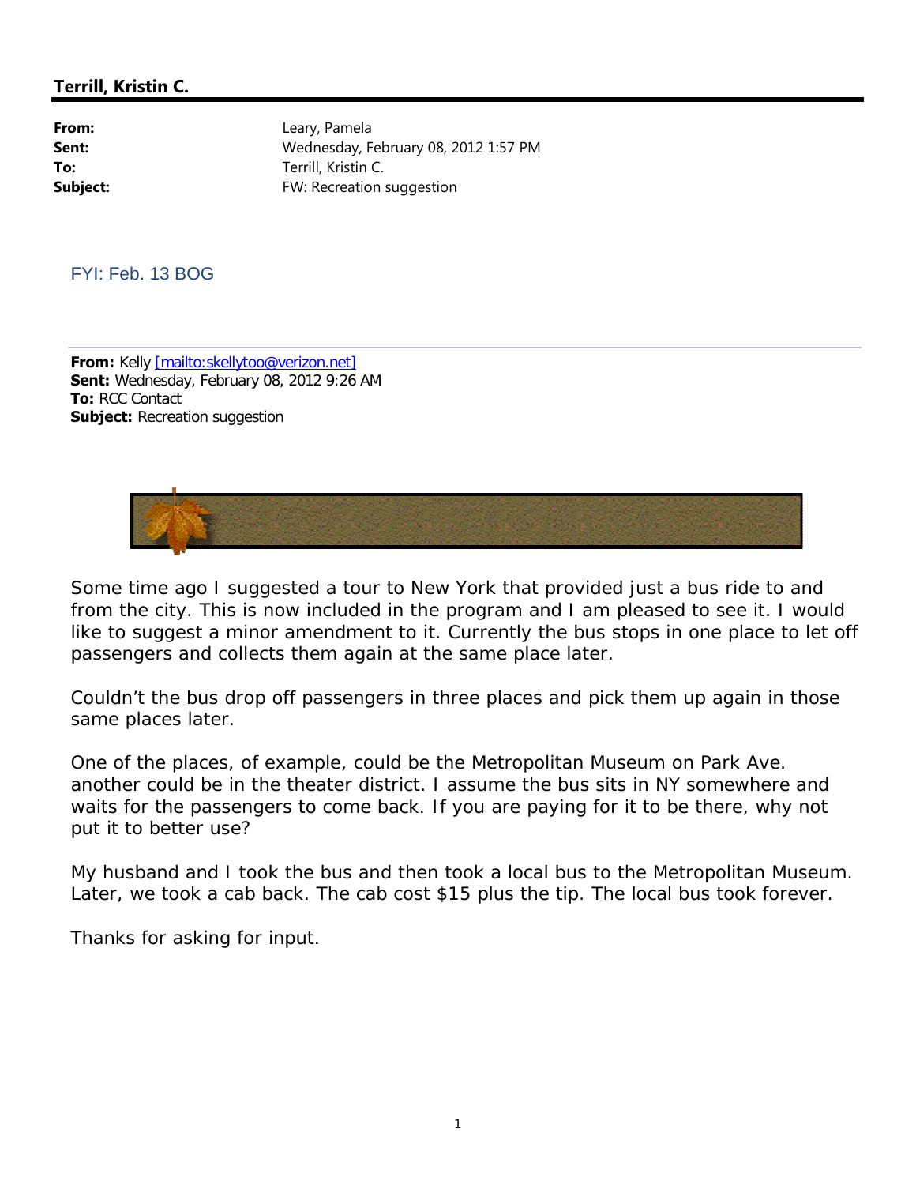**Terrill, Kristin C.**

| | |
|---|---|
| **From:** | Leary, Pamela |
| **Sent:** | Wednesday, February 08, 2012 1:57 PM |
| **To:** | Terrill, Kristin C. |
| **Subject:** | FW: Recreation suggestion |

FYI: Feb. 13 BOG

**From:** Kelly [mailto:skellytoo@verizon.net]
**Sent:** Wednesday, February 08, 2012 9:26 AM
**To:** RCC Contact
**Subject:** Recreation suggestion

Some time ago I suggested a tour to New York that provided just a bus ride to and from the city. This is now included in the program and I am pleased to see it. I would like to suggest a minor amendment to it. Currently the bus stops in one place to let off passengers and collects them again at the same place later.

Couldn't the bus drop off passengers in three places and pick them up again in those same places later.

One of the places, of example, could be the Metropolitan Museum on Park Ave. another could be in the theater district. I assume the bus sits in NY somewhere and waits for the passengers to come back. If you are paying for it to be there, why not put it to better use?

My husband and I took the bus and then took a local bus to the Metropolitan Museum. Later, we took a cab back. The cab cost $15 plus the tip. The local bus took forever.

Thanks for asking for input.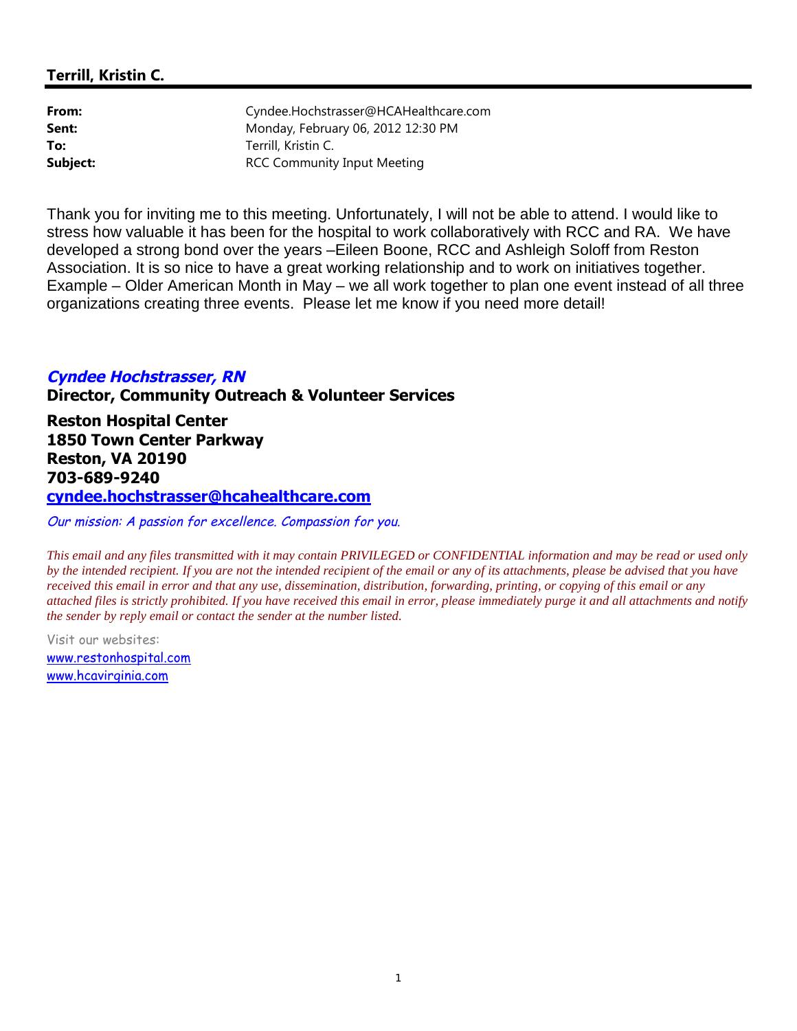**Terrill, Kristin C.**

---

| | |
|---|---|
| **From:** | Cyndee.Hochstrasser@HCAHealthcare.com |
| **Sent:** | Monday, February 06, 2012 12:30 PM |
| **To:** | Terrill, Kristin C. |
| **Subject:** | RCC Community Input Meeting |

Thank you for inviting me to this meeting. Unfortunately, I will not be able to attend. I would like to stress how valuable it has been for the hospital to work collaboratively with RCC and RA. We have developed a strong bond over the years –Eileen Boone, RCC and Ashleigh Soloff from Reston Association. It is so nice to have a great working relationship and to work on initiatives together. Example – Older American Month in May – we all work together to plan one event instead of all three organizations creating three events. Please let me know if you need more detail!

***Cyndee Hochstrasser, RN***

**Director, Community Outreach & Volunteer Services**

**Reston Hospital Center**
**1850 Town Center Parkway**
**Reston, VA 20190**
**703-689-9240**
**cyndee.hochstrasser@hcahealthcare.com**

*Our mission: A passion for excellence. Compassion for you.*

*This email and any files transmitted with it may contain PRIVILEGED or CONFIDENTIAL information and may be read or used only by the intended recipient. If you are not the intended recipient of the email or any of its attachments, please be advised that you have received this email in error and that any use, dissemination, distribution, forwarding, printing, or copying of this email or any attached files is strictly prohibited. If you have received this email in error, please immediately purge it and all attachments and notify the sender by reply email or contact the sender at the number listed.*

Visit our websites:
www.restonhospital.com
www.hcavirginia.com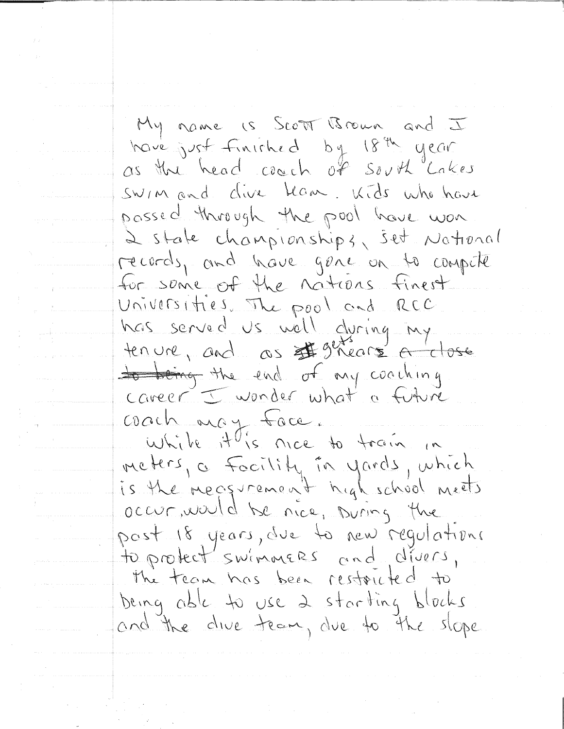My name is Scott Brown and I have just finished by 18th year as the head coach of South Lakes swim and dive team. Kids who have passed through the pool have won 2 state championships, set National records, and have gone on to compete for some of the nations finest Universities. The pool and RCC has served us well during my tenure, and as it gets nears ~~a close to being~~ the end of my coaching career I wonder what a future coach may face.

While it is nice to train in meters, a facility in yards, which is the measurement high school meets occur, would be nice. During the past 18 years, due to new regulations to protect swimmers and divers, the team has been restricted to being able to use 2 starting blocks and the dive team, due to the slope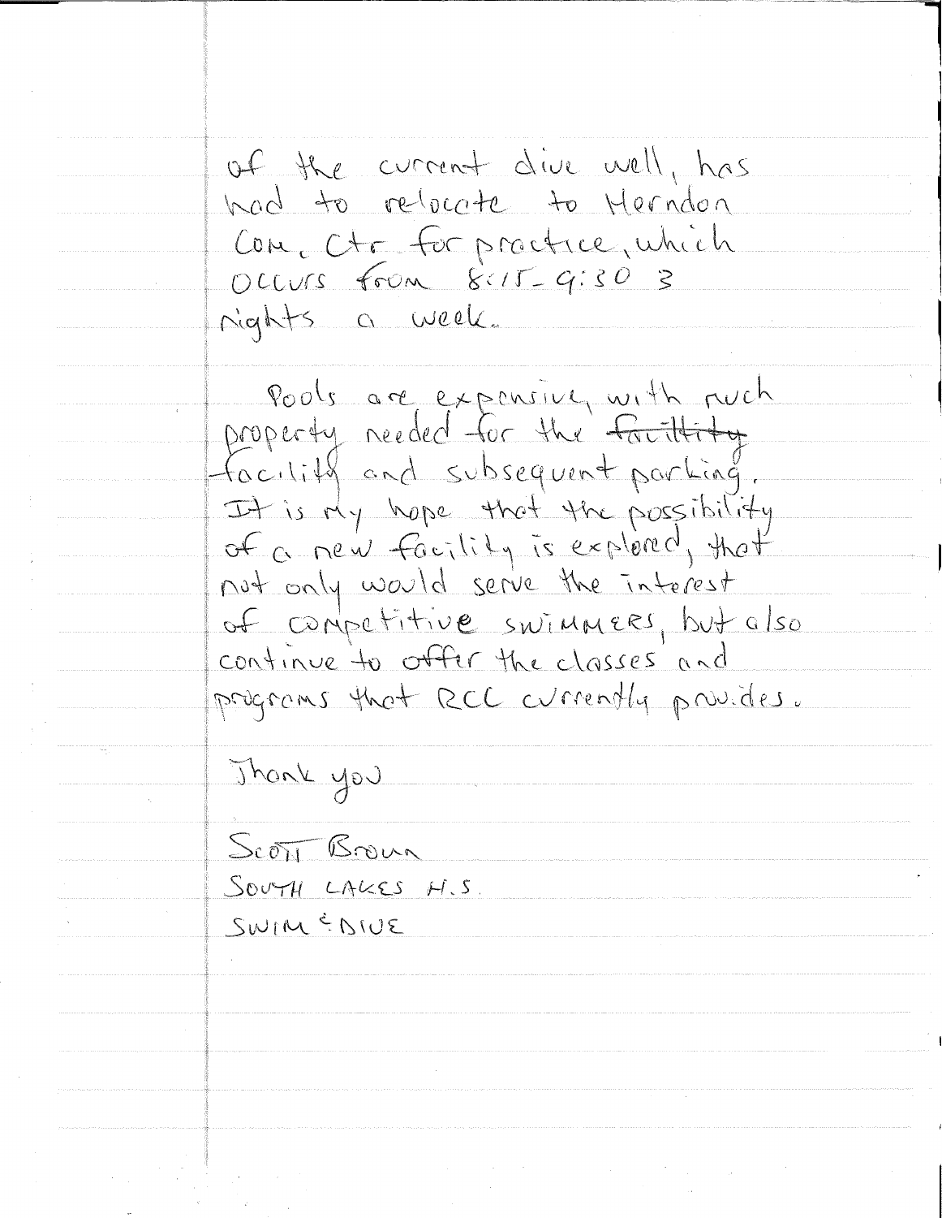of the current dive well, has had to relocate to Herndon Com. Ctr. for practice, which occurs from 8:15 - 9:30 3 nights a week.

Pools are expensive, with much property needed for the ~~facility~~ facility and subsequent parking. It is my hope that the possibility of a new facility is explored, that not only would serve the interest of competitive swimmers, but also continue to offer the classes and programs that RCC currently provides.

Thank you

Scott Brown  
South Lakes H.S.  
Swim & Dive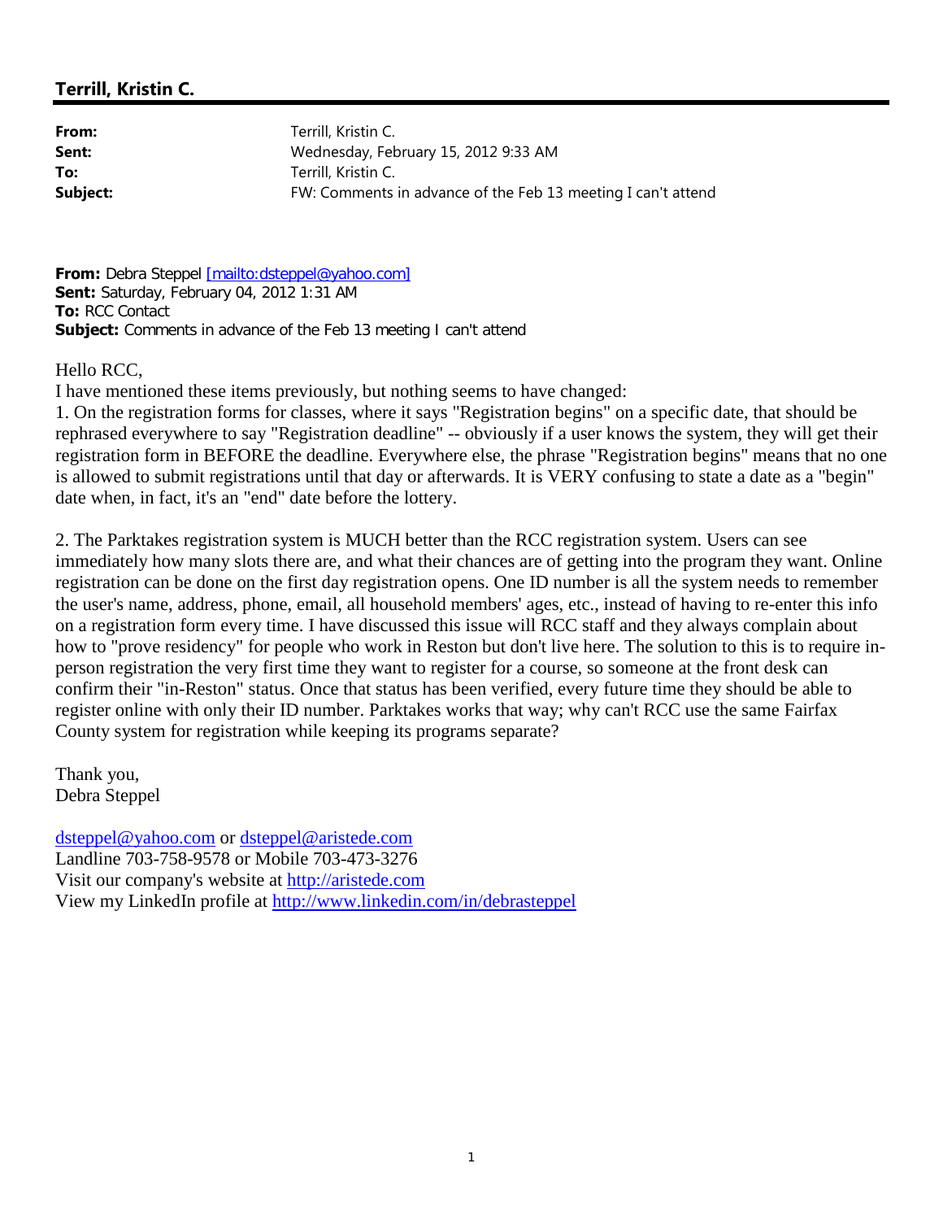## Terrill, Kristin C.

| | |
|---|---|
| **From:** | Terrill, Kristin C. |
| **Sent:** | Wednesday, February 15, 2012 9:33 AM |
| **To:** | Terrill, Kristin C. |
| **Subject:** | FW: Comments in advance of the Feb 13 meeting I can't attend |

**From:** Debra Steppel [mailto:dsteppel@yahoo.com]
**Sent:** Saturday, February 04, 2012 1:31 AM
**To:** RCC Contact
**Subject:** Comments in advance of the Feb 13 meeting I can't attend

Hello RCC,
I have mentioned these items previously, but nothing seems to have changed:
1. On the registration forms for classes, where it says "Registration begins" on a specific date, that should be rephrased everywhere to say "Registration deadline" -- obviously if a user knows the system, they will get their registration form in BEFORE the deadline. Everywhere else, the phrase "Registration begins" means that no one is allowed to submit registrations until that day or afterwards. It is VERY confusing to state a date as a "begin" date when, in fact, it's an "end" date before the lottery.

2. The Parktakes registration system is MUCH better than the RCC registration system. Users can see immediately how many slots there are, and what their chances are of getting into the program they want. Online registration can be done on the first day registration opens. One ID number is all the system needs to remember the user's name, address, phone, email, all household members' ages, etc., instead of having to re-enter this info on a registration form every time. I have discussed this issue will RCC staff and they always complain about how to "prove residency" for people who work in Reston but don't live here. The solution to this is to require in-person registration the very first time they want to register for a course, so someone at the front desk can confirm their "in-Reston" status. Once that status has been verified, every future time they should be able to register online with only their ID number. Parktakes works that way; why can't RCC use the same Fairfax County system for registration while keeping its programs separate?

Thank you,
Debra Steppel

dsteppel@yahoo.com or dsteppel@aristede.com
Landline 703-758-9578 or Mobile 703-473-3276
Visit our company's website at http://aristede.com
View my LinkedIn profile at http://www.linkedin.com/in/debrasteppel